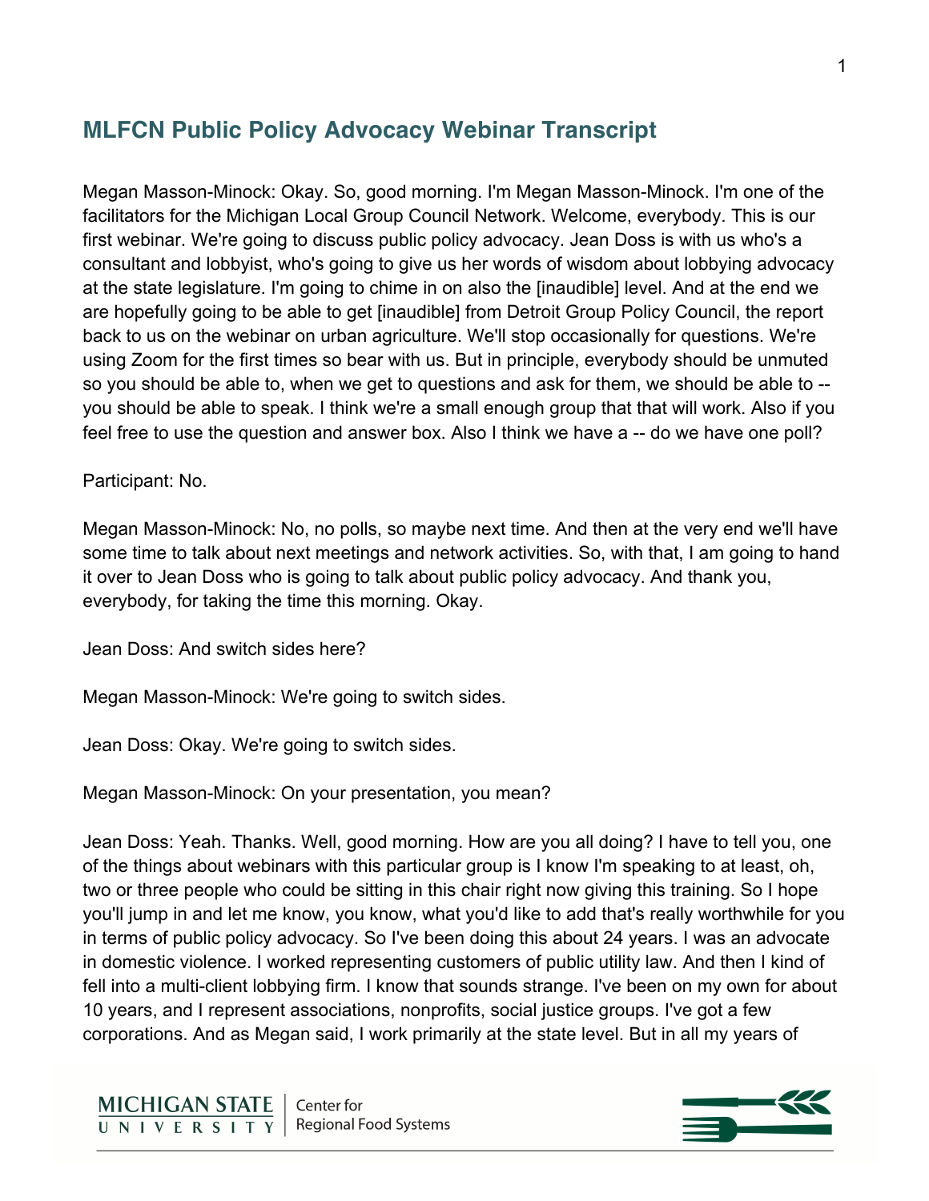## MLFCN Public Policy Advocacy Webinar Transcript

Megan Masson-Minock: Okay. So, good morning. I'm Megan Masson-Minock. I'm one of the facilitators for the Michigan Local Group Council Network. Welcome, everybody. This is our first webinar. We're going to discuss public policy advocacy. Jean Doss is with us who's a consultant and lobbyist, who's going to give us her words of wisdom about lobbying advocacy at the state legislature. I'm going to chime in on also the [inaudible] level. And at the end we are hopefully going to be able to get [inaudible] from Detroit Group Policy Council, the report back to us on the webinar on urban agriculture. We'll stop occasionally for questions. We're using Zoom for the first times so bear with us. But in principle, everybody should be unmuted so you should be able to, when we get to questions and ask for them, we should be able to -- you should be able to speak. I think we're a small enough group that that will work. Also if you feel free to use the question and answer box. Also I think we have a -- do we have one poll?

Participant: No.

Megan Masson-Minock: No, no polls, so maybe next time. And then at the very end we'll have some time to talk about next meetings and network activities. So, with that, I am going to hand it over to Jean Doss who is going to talk about public policy advocacy. And thank you, everybody, for taking the time this morning. Okay.

Jean Doss: And switch sides here?

Megan Masson-Minock: We're going to switch sides.

Jean Doss: Okay. We're going to switch sides.

Megan Masson-Minock: On your presentation, you mean?

Jean Doss: Yeah. Thanks. Well, good morning. How are you all doing? I have to tell you, one of the things about webinars with this particular group is I know I'm speaking to at least, oh, two or three people who could be sitting in this chair right now giving this training. So I hope you'll jump in and let me know, you know, what you'd like to add that's really worthwhile for you in terms of public policy advocacy. So I've been doing this about 24 years. I was an advocate in domestic violence. I worked representing customers of public utility law. And then I kind of fell into a multi-client lobbying firm. I know that sounds strange. I've been on my own for about 10 years, and I represent associations, nonprofits, social justice groups. I've got a few corporations. And as Megan said, I work primarily at the state level. But in all my years of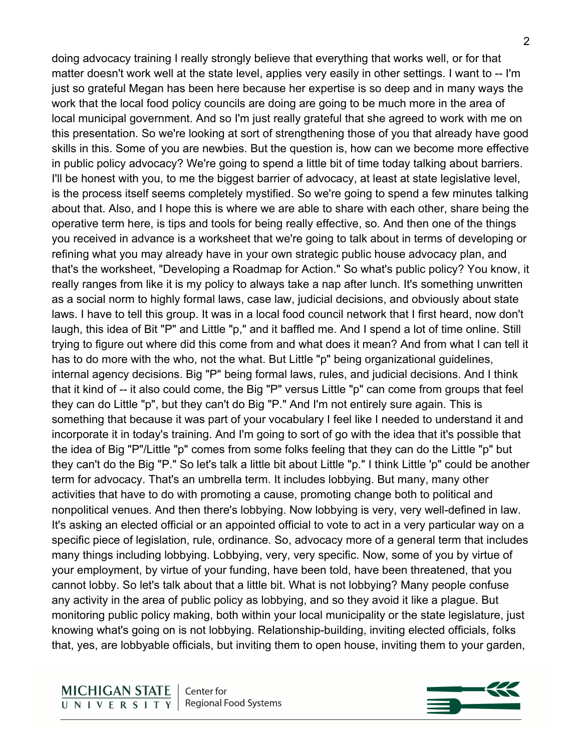doing advocacy training I really strongly believe that everything that works well, or for that matter doesn't work well at the state level, applies very easily in other settings. I want to -- I'm just so grateful Megan has been here because her expertise is so deep and in many ways the work that the local food policy councils are doing are going to be much more in the area of local municipal government. And so I'm just really grateful that she agreed to work with me on this presentation. So we're looking at sort of strengthening those of you that already have good skills in this. Some of you are newbies. But the question is, how can we become more effective in public policy advocacy? We're going to spend a little bit of time today talking about barriers. I'll be honest with you, to me the biggest barrier of advocacy, at least at state legislative level, is the process itself seems completely mystified. So we're going to spend a few minutes talking about that. Also, and I hope this is where we are able to share with each other, share being the operative term here, is tips and tools for being really effective, so. And then one of the things you received in advance is a worksheet that we're going to talk about in terms of developing or refining what you may already have in your own strategic public house advocacy plan, and that's the worksheet, "Developing a Roadmap for Action." So what's public policy? You know, it really ranges from like it is my policy to always take a nap after lunch. It's something unwritten as a social norm to highly formal laws, case law, judicial decisions, and obviously about state laws. I have to tell this group. It was in a local food council network that I first heard, now don't laugh, this idea of Bit "P" and Little "p," and it baffled me. And I spend a lot of time online. Still trying to figure out where did this come from and what does it mean? And from what I can tell it has to do more with the who, not the what. But Little "p" being organizational guidelines, internal agency decisions. Big "P" being formal laws, rules, and judicial decisions. And I think that it kind of -- it also could come, the Big "P" versus Little "p" can come from groups that feel they can do Little "p", but they can't do Big "P." And I'm not entirely sure again. This is something that because it was part of your vocabulary I feel like I needed to understand it and incorporate it in today's training. And I'm going to sort of go with the idea that it's possible that the idea of Big "P"/Little "p" comes from some folks feeling that they can do the Little "p" but they can't do the Big "P." So let's talk a little bit about Little "p." I think Little 'p" could be another term for advocacy. That's an umbrella term. It includes lobbying. But many, many other activities that have to do with promoting a cause, promoting change both to political and nonpolitical venues. And then there's lobbying. Now lobbying is very, very well-defined in law. It's asking an elected official or an appointed official to vote to act in a very particular way on a specific piece of legislation, rule, ordinance. So, advocacy more of a general term that includes many things including lobbying. Lobbying, very, very specific. Now, some of you by virtue of your employment, by virtue of your funding, have been told, have been threatened, that you cannot lobby. So let's talk about that a little bit. What is not lobbying? Many people confuse any activity in the area of public policy as lobbying, and so they avoid it like a plague. But monitoring public policy making, both within your local municipality or the state legislature, just knowing what's going on is not lobbying. Relationship-building, inviting elected officials, folks that, yes, are lobbyable officials, but inviting them to open house, inviting them to your garden,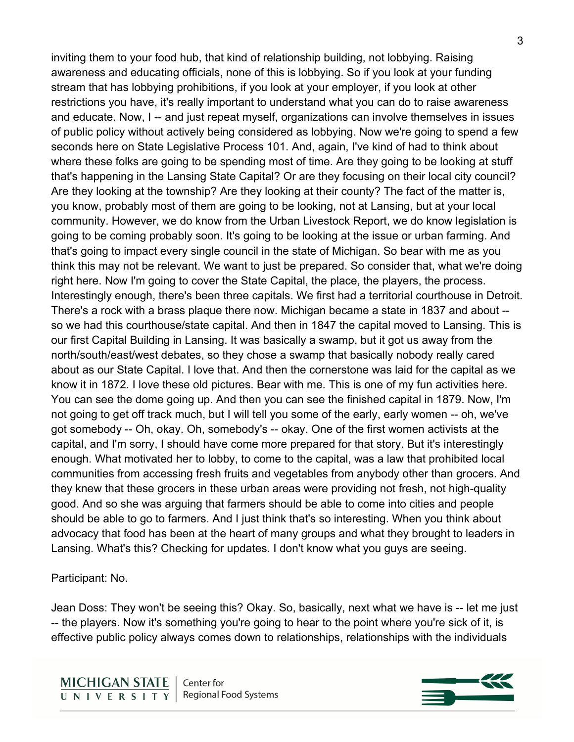inviting them to your food hub, that kind of relationship building, not lobbying. Raising awareness and educating officials, none of this is lobbying. So if you look at your funding stream that has lobbying prohibitions, if you look at your employer, if you look at other restrictions you have, it's really important to understand what you can do to raise awareness and educate. Now, I -- and just repeat myself, organizations can involve themselves in issues of public policy without actively being considered as lobbying. Now we're going to spend a few seconds here on State Legislative Process 101. And, again, I've kind of had to think about where these folks are going to be spending most of time. Are they going to be looking at stuff that's happening in the Lansing State Capital? Or are they focusing on their local city council? Are they looking at the township? Are they looking at their county? The fact of the matter is, you know, probably most of them are going to be looking, not at Lansing, but at your local community. However, we do know from the Urban Livestock Report, we do know legislation is going to be coming probably soon. It's going to be looking at the issue or urban farming. And that's going to impact every single council in the state of Michigan. So bear with me as you think this may not be relevant. We want to just be prepared. So consider that, what we're doing right here. Now I'm going to cover the State Capital, the place, the players, the process. Interestingly enough, there's been three capitals. We first had a territorial courthouse in Detroit. There's a rock with a brass plaque there now. Michigan became a state in 1837 and about -- so we had this courthouse/state capital. And then in 1847 the capital moved to Lansing. This is our first Capital Building in Lansing. It was basically a swamp, but it got us away from the north/south/east/west debates, so they chose a swamp that basically nobody really cared about as our State Capital. I love that. And then the cornerstone was laid for the capital as we know it in 1872. I love these old pictures. Bear with me. This is one of my fun activities here. You can see the dome going up. And then you can see the finished capital in 1879. Now, I'm not going to get off track much, but I will tell you some of the early, early women -- oh, we've got somebody -- Oh, okay. Oh, somebody's -- okay. One of the first women activists at the capital, and I'm sorry, I should have come more prepared for that story. But it's interestingly enough. What motivated her to lobby, to come to the capital, was a law that prohibited local communities from accessing fresh fruits and vegetables from anybody other than grocers. And they knew that these grocers in these urban areas were providing not fresh, not high-quality good. And so she was arguing that farmers should be able to come into cities and people should be able to go to farmers. And I just think that's so interesting. When you think about advocacy that food has been at the heart of many groups and what they brought to leaders in Lansing. What's this? Checking for updates. I don't know what you guys are seeing.

Participant: No.

Jean Doss: They won't be seeing this? Okay. So, basically, next what we have is -- let me just -- the players. Now it's something you're going to hear to the point where you're sick of it, is effective public policy always comes down to relationships, relationships with the individuals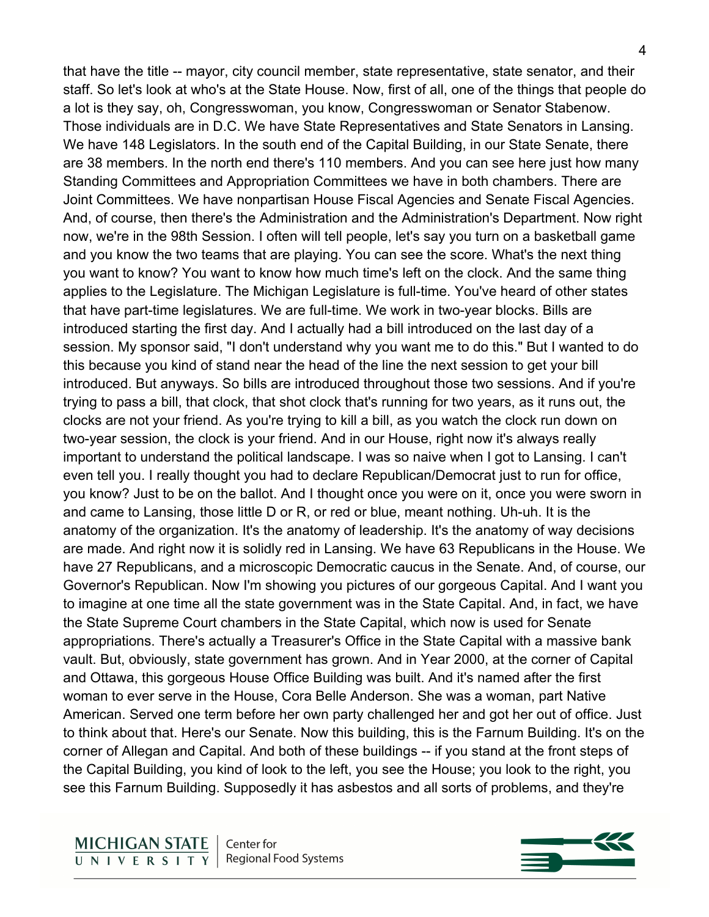that have the title -- mayor, city council member, state representative, state senator, and their staff. So let's look at who's at the State House. Now, first of all, one of the things that people do a lot is they say, oh, Congresswoman, you know, Congresswoman or Senator Stabenow. Those individuals are in D.C. We have State Representatives and State Senators in Lansing. We have 148 Legislators. In the south end of the Capital Building, in our State Senate, there are 38 members. In the north end there's 110 members. And you can see here just how many Standing Committees and Appropriation Committees we have in both chambers. There are Joint Committees. We have nonpartisan House Fiscal Agencies and Senate Fiscal Agencies. And, of course, then there's the Administration and the Administration's Department. Now right now, we're in the 98th Session. I often will tell people, let's say you turn on a basketball game and you know the two teams that are playing. You can see the score. What's the next thing you want to know? You want to know how much time's left on the clock. And the same thing applies to the Legislature. The Michigan Legislature is full-time. You've heard of other states that have part-time legislatures. We are full-time. We work in two-year blocks. Bills are introduced starting the first day. And I actually had a bill introduced on the last day of a session. My sponsor said, "I don't understand why you want me to do this." But I wanted to do this because you kind of stand near the head of the line the next session to get your bill introduced. But anyways. So bills are introduced throughout those two sessions. And if you're trying to pass a bill, that clock, that shot clock that's running for two years, as it runs out, the clocks are not your friend. As you're trying to kill a bill, as you watch the clock run down on two-year session, the clock is your friend. And in our House, right now it's always really important to understand the political landscape. I was so naive when I got to Lansing. I can't even tell you. I really thought you had to declare Republican/Democrat just to run for office, you know? Just to be on the ballot. And I thought once you were on it, once you were sworn in and came to Lansing, those little D or R, or red or blue, meant nothing. Uh-uh. It is the anatomy of the organization. It's the anatomy of leadership. It's the anatomy of way decisions are made. And right now it is solidly red in Lansing. We have 63 Republicans in the House. We have 27 Republicans, and a microscopic Democratic caucus in the Senate. And, of course, our Governor's Republican. Now I'm showing you pictures of our gorgeous Capital. And I want you to imagine at one time all the state government was in the State Capital. And, in fact, we have the State Supreme Court chambers in the State Capital, which now is used for Senate appropriations. There's actually a Treasurer's Office in the State Capital with a massive bank vault. But, obviously, state government has grown. And in Year 2000, at the corner of Capital and Ottawa, this gorgeous House Office Building was built. And it's named after the first woman to ever serve in the House, Cora Belle Anderson. She was a woman, part Native American. Served one term before her own party challenged her and got her out of office. Just to think about that. Here's our Senate. Now this building, this is the Farnum Building. It's on the corner of Allegan and Capital. And both of these buildings -- if you stand at the front steps of the Capital Building, you kind of look to the left, you see the House; you look to the right, you see this Farnum Building. Supposedly it has asbestos and all sorts of problems, and they're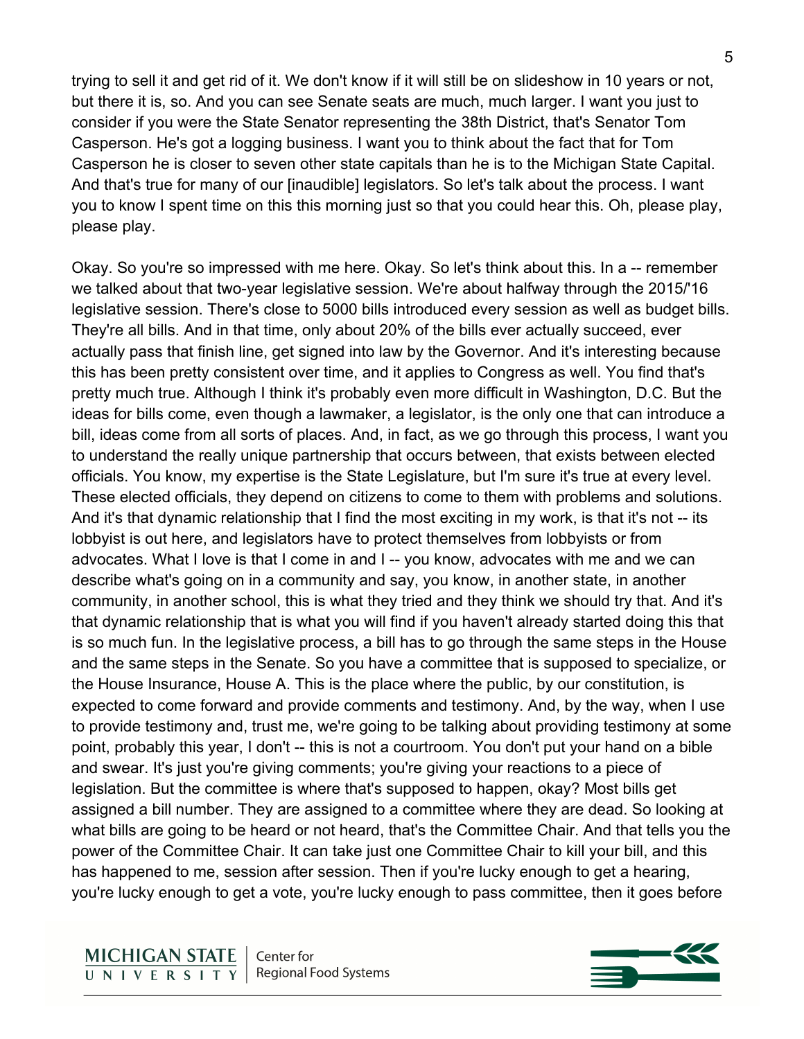trying to sell it and get rid of it. We don't know if it will still be on slideshow in 10 years or not, but there it is, so. And you can see Senate seats are much, much larger. I want you just to consider if you were the State Senator representing the 38th District, that's Senator Tom Casperson. He's got a logging business. I want you to think about the fact that for Tom Casperson he is closer to seven other state capitals than he is to the Michigan State Capital. And that's true for many of our [inaudible] legislators. So let's talk about the process. I want you to know I spent time on this this morning just so that you could hear this. Oh, please play, please play.

Okay. So you're so impressed with me here. Okay. So let's think about this. In a -- remember we talked about that two-year legislative session. We're about halfway through the 2015/'16 legislative session. There's close to 5000 bills introduced every session as well as budget bills. They're all bills. And in that time, only about 20% of the bills ever actually succeed, ever actually pass that finish line, get signed into law by the Governor. And it's interesting because this has been pretty consistent over time, and it applies to Congress as well. You find that's pretty much true. Although I think it's probably even more difficult in Washington, D.C. But the ideas for bills come, even though a lawmaker, a legislator, is the only one that can introduce a bill, ideas come from all sorts of places. And, in fact, as we go through this process, I want you to understand the really unique partnership that occurs between, that exists between elected officials. You know, my expertise is the State Legislature, but I'm sure it's true at every level. These elected officials, they depend on citizens to come to them with problems and solutions. And it's that dynamic relationship that I find the most exciting in my work, is that it's not -- its lobbyist is out here, and legislators have to protect themselves from lobbyists or from advocates. What I love is that I come in and I -- you know, advocates with me and we can describe what's going on in a community and say, you know, in another state, in another community, in another school, this is what they tried and they think we should try that. And it's that dynamic relationship that is what you will find if you haven't already started doing this that is so much fun. In the legislative process, a bill has to go through the same steps in the House and the same steps in the Senate. So you have a committee that is supposed to specialize, or the House Insurance, House A. This is the place where the public, by our constitution, is expected to come forward and provide comments and testimony. And, by the way, when I use to provide testimony and, trust me, we're going to be talking about providing testimony at some point, probably this year, I don't -- this is not a courtroom. You don't put your hand on a bible and swear. It's just you're giving comments; you're giving your reactions to a piece of legislation. But the committee is where that's supposed to happen, okay? Most bills get assigned a bill number. They are assigned to a committee where they are dead. So looking at what bills are going to be heard or not heard, that's the Committee Chair. And that tells you the power of the Committee Chair. It can take just one Committee Chair to kill your bill, and this has happened to me, session after session. Then if you're lucky enough to get a hearing, you're lucky enough to get a vote, you're lucky enough to pass committee, then it goes before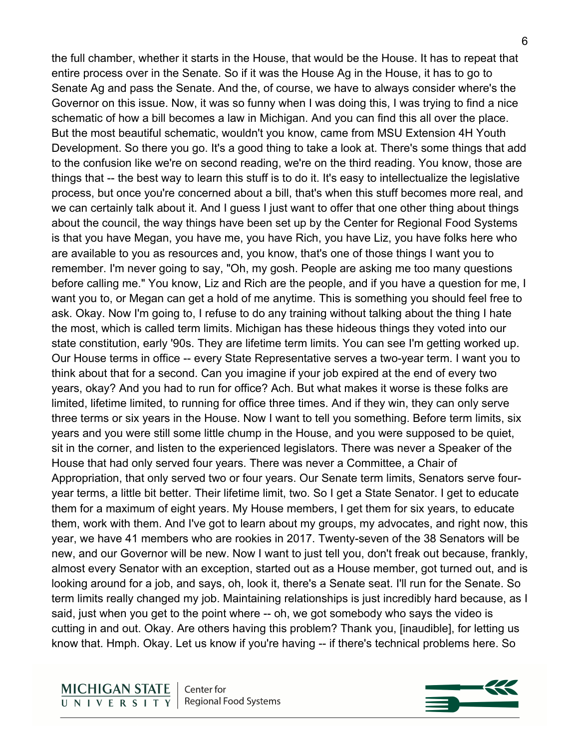the full chamber, whether it starts in the House, that would be the House. It has to repeat that entire process over in the Senate. So if it was the House Ag in the House, it has to go to Senate Ag and pass the Senate. And the, of course, we have to always consider where's the Governor on this issue. Now, it was so funny when I was doing this, I was trying to find a nice schematic of how a bill becomes a law in Michigan. And you can find this all over the place. But the most beautiful schematic, wouldn't you know, came from MSU Extension 4H Youth Development. So there you go. It's a good thing to take a look at. There's some things that add to the confusion like we're on second reading, we're on the third reading. You know, those are things that -- the best way to learn this stuff is to do it. It's easy to intellectualize the legislative process, but once you're concerned about a bill, that's when this stuff becomes more real, and we can certainly talk about it. And I guess I just want to offer that one other thing about things about the council, the way things have been set up by the Center for Regional Food Systems is that you have Megan, you have me, you have Rich, you have Liz, you have folks here who are available to you as resources and, you know, that's one of those things I want you to remember. I'm never going to say, "Oh, my gosh. People are asking me too many questions before calling me." You know, Liz and Rich are the people, and if you have a question for me, I want you to, or Megan can get a hold of me anytime. This is something you should feel free to ask. Okay. Now I'm going to, I refuse to do any training without talking about the thing I hate the most, which is called term limits. Michigan has these hideous things they voted into our state constitution, early '90s. They are lifetime term limits. You can see I'm getting worked up. Our House terms in office -- every State Representative serves a two-year term. I want you to think about that for a second. Can you imagine if your job expired at the end of every two years, okay? And you had to run for office? Ach. But what makes it worse is these folks are limited, lifetime limited, to running for office three times. And if they win, they can only serve three terms or six years in the House. Now I want to tell you something. Before term limits, six years and you were still some little chump in the House, and you were supposed to be quiet, sit in the corner, and listen to the experienced legislators. There was never a Speaker of the House that had only served four years. There was never a Committee, a Chair of Appropriation, that only served two or four years. Our Senate term limits, Senators serve four-year terms, a little bit better. Their lifetime limit, two. So I get a State Senator. I get to educate them for a maximum of eight years. My House members, I get them for six years, to educate them, work with them. And I've got to learn about my groups, my advocates, and right now, this year, we have 41 members who are rookies in 2017. Twenty-seven of the 38 Senators will be new, and our Governor will be new. Now I want to just tell you, don't freak out because, frankly, almost every Senator with an exception, started out as a House member, got turned out, and is looking around for a job, and says, oh, look it, there's a Senate seat. I'll run for the Senate. So term limits really changed my job. Maintaining relationships is just incredibly hard because, as I said, just when you get to the point where -- oh, we got somebody who says the video is cutting in and out. Okay. Are others having this problem? Thank you, [inaudible], for letting us know that. Hmph. Okay. Let us know if you're having -- if there's technical problems here. So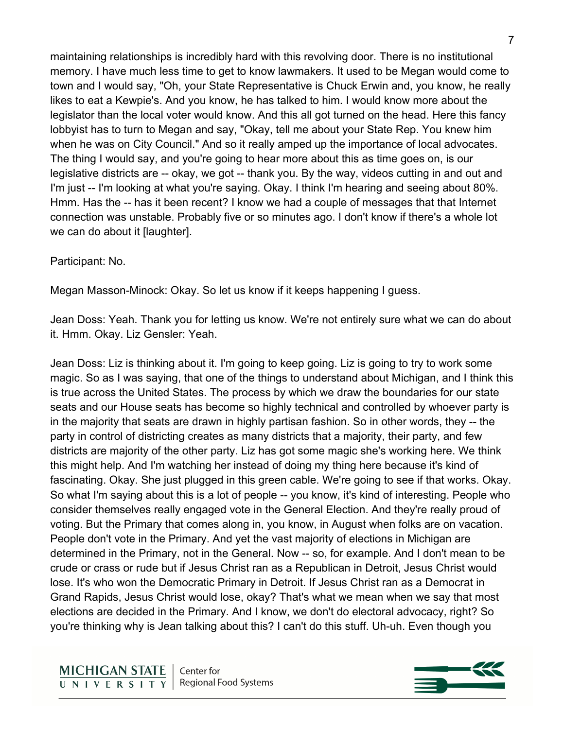maintaining relationships is incredibly hard with this revolving door. There is no institutional memory. I have much less time to get to know lawmakers. It used to be Megan would come to town and I would say, "Oh, your State Representative is Chuck Erwin and, you know, he really likes to eat a Kewpie's. And you know, he has talked to him. I would know more about the legislator than the local voter would know. And this all got turned on the head. Here this fancy lobbyist has to turn to Megan and say, "Okay, tell me about your State Rep. You knew him when he was on City Council." And so it really amped up the importance of local advocates. The thing I would say, and you're going to hear more about this as time goes on, is our legislative districts are -- okay, we got -- thank you. By the way, videos cutting in and out and I'm just -- I'm looking at what you're saying. Okay. I think I'm hearing and seeing about 80%. Hmm. Has the -- has it been recent? I know we had a couple of messages that that Internet connection was unstable. Probably five or so minutes ago. I don't know if there's a whole lot we can do about it [laughter].

Participant: No.

Megan Masson-Minock: Okay. So let us know if it keeps happening I guess.

Jean Doss: Yeah. Thank you for letting us know. We're not entirely sure what we can do about it. Hmm. Okay. Liz Gensler: Yeah.

Jean Doss: Liz is thinking about it. I'm going to keep going. Liz is going to try to work some magic. So as I was saying, that one of the things to understand about Michigan, and I think this is true across the United States. The process by which we draw the boundaries for our state seats and our House seats has become so highly technical and controlled by whoever party is in the majority that seats are drawn in highly partisan fashion. So in other words, they -- the party in control of districting creates as many districts that a majority, their party, and few districts are majority of the other party. Liz has got some magic she's working here. We think this might help. And I'm watching her instead of doing my thing here because it's kind of fascinating. Okay. She just plugged in this green cable. We're going to see if that works. Okay. So what I'm saying about this is a lot of people -- you know, it's kind of interesting. People who consider themselves really engaged vote in the General Election. And they're really proud of voting. But the Primary that comes along in, you know, in August when folks are on vacation. People don't vote in the Primary. And yet the vast majority of elections in Michigan are determined in the Primary, not in the General. Now -- so, for example. And I don't mean to be crude or crass or rude but if Jesus Christ ran as a Republican in Detroit, Jesus Christ would lose. It's who won the Democratic Primary in Detroit. If Jesus Christ ran as a Democrat in Grand Rapids, Jesus Christ would lose, okay? That's what we mean when we say that most elections are decided in the Primary. And I know, we don't do electoral advocacy, right? So you're thinking why is Jean talking about this? I can't do this stuff. Uh-uh. Even though you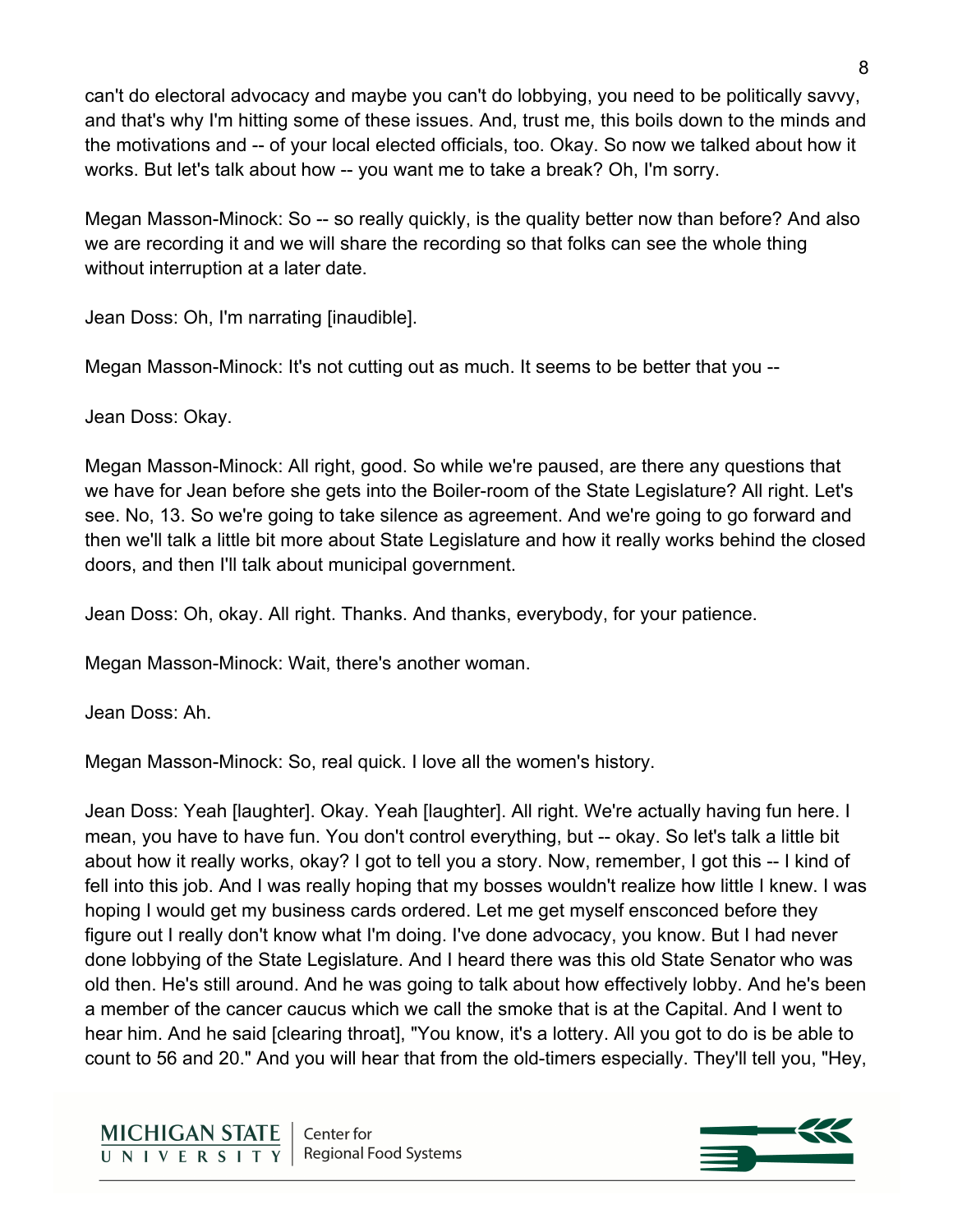can't do electoral advocacy and maybe you can't do lobbying, you need to be politically savvy, and that's why I'm hitting some of these issues. And, trust me, this boils down to the minds and the motivations and -- of your local elected officials, too. Okay. So now we talked about how it works. But let's talk about how -- you want me to take a break? Oh, I'm sorry.

Megan Masson-Minock: So -- so really quickly, is the quality better now than before? And also we are recording it and we will share the recording so that folks can see the whole thing without interruption at a later date.

Jean Doss: Oh, I'm narrating [inaudible].

Megan Masson-Minock: It's not cutting out as much. It seems to be better that you --

Jean Doss: Okay.

Megan Masson-Minock: All right, good. So while we're paused, are there any questions that we have for Jean before she gets into the Boiler-room of the State Legislature? All right. Let's see. No, 13. So we're going to take silence as agreement. And we're going to go forward and then we'll talk a little bit more about State Legislature and how it really works behind the closed doors, and then I'll talk about municipal government.

Jean Doss: Oh, okay. All right. Thanks. And thanks, everybody, for your patience.

Megan Masson-Minock: Wait, there's another woman.

Jean Doss: Ah.

Megan Masson-Minock: So, real quick. I love all the women's history.

Jean Doss: Yeah [laughter]. Okay. Yeah [laughter]. All right. We're actually having fun here. I mean, you have to have fun. You don't control everything, but -- okay. So let's talk a little bit about how it really works, okay? I got to tell you a story. Now, remember, I got this -- I kind of fell into this job. And I was really hoping that my bosses wouldn't realize how little I knew. I was hoping I would get my business cards ordered. Let me get myself ensconced before they figure out I really don't know what I'm doing. I've done advocacy, you know. But I had never done lobbying of the State Legislature. And I heard there was this old State Senator who was old then. He's still around. And he was going to talk about how effectively lobby. And he's been a member of the cancer caucus which we call the smoke that is at the Capital. And I went to hear him. And he said [clearing throat], "You know, it's a lottery. All you got to do is be able to count to 56 and 20." And you will hear that from the old-timers especially. They'll tell you, "Hey,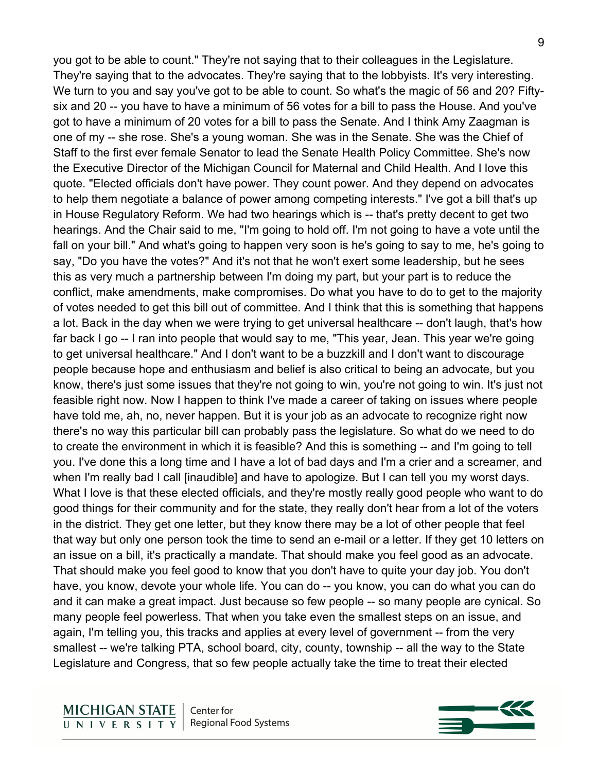you got to be able to count." They're not saying that to their colleagues in the Legislature. They're saying that to the advocates. They're saying that to the lobbyists. It's very interesting. We turn to you and say you've got to be able to count. So what's the magic of 56 and 20? Fifty-six and 20 -- you have to have a minimum of 56 votes for a bill to pass the House. And you've got to have a minimum of 20 votes for a bill to pass the Senate. And I think Amy Zaagman is one of my -- she rose. She's a young woman. She was in the Senate. She was the Chief of Staff to the first ever female Senator to lead the Senate Health Policy Committee. She's now the Executive Director of the Michigan Council for Maternal and Child Health. And I love this quote. "Elected officials don't have power. They count power. And they depend on advocates to help them negotiate a balance of power among competing interests." I've got a bill that's up in House Regulatory Reform. We had two hearings which is -- that's pretty decent to get two hearings. And the Chair said to me, "I'm going to hold off. I'm not going to have a vote until the fall on your bill." And what's going to happen very soon is he's going to say to me, he's going to say, "Do you have the votes?" And it's not that he won't exert some leadership, but he sees this as very much a partnership between I'm doing my part, but your part is to reduce the conflict, make amendments, make compromises. Do what you have to do to get to the majority of votes needed to get this bill out of committee. And I think that this is something that happens a lot. Back in the day when we were trying to get universal healthcare -- don't laugh, that's how far back I go -- I ran into people that would say to me, "This year, Jean. This year we're going to get universal healthcare." And I don't want to be a buzzkill and I don't want to discourage people because hope and enthusiasm and belief is also critical to being an advocate, but you know, there's just some issues that they're not going to win, you're not going to win. It's just not feasible right now. Now I happen to think I've made a career of taking on issues where people have told me, ah, no, never happen. But it is your job as an advocate to recognize right now there's no way this particular bill can probably pass the legislature. So what do we need to do to create the environment in which it is feasible? And this is something -- and I'm going to tell you. I've done this a long time and I have a lot of bad days and I'm a crier and a screamer, and when I'm really bad I call [inaudible] and have to apologize. But I can tell you my worst days. What I love is that these elected officials, and they're mostly really good people who want to do good things for their community and for the state, they really don't hear from a lot of the voters in the district. They get one letter, but they know there may be a lot of other people that feel that way but only one person took the time to send an e-mail or a letter. If they get 10 letters on an issue on a bill, it's practically a mandate. That should make you feel good as an advocate. That should make you feel good to know that you don't have to quite your day job. You don't have, you know, devote your whole life. You can do -- you know, you can do what you can do and it can make a great impact. Just because so few people -- so many people are cynical. So many people feel powerless. That when you take even the smallest steps on an issue, and again, I'm telling you, this tracks and applies at every level of government -- from the very smallest -- we're talking PTA, school board, city, county, township -- all the way to the State Legislature and Congress, that so few people actually take the time to treat their elected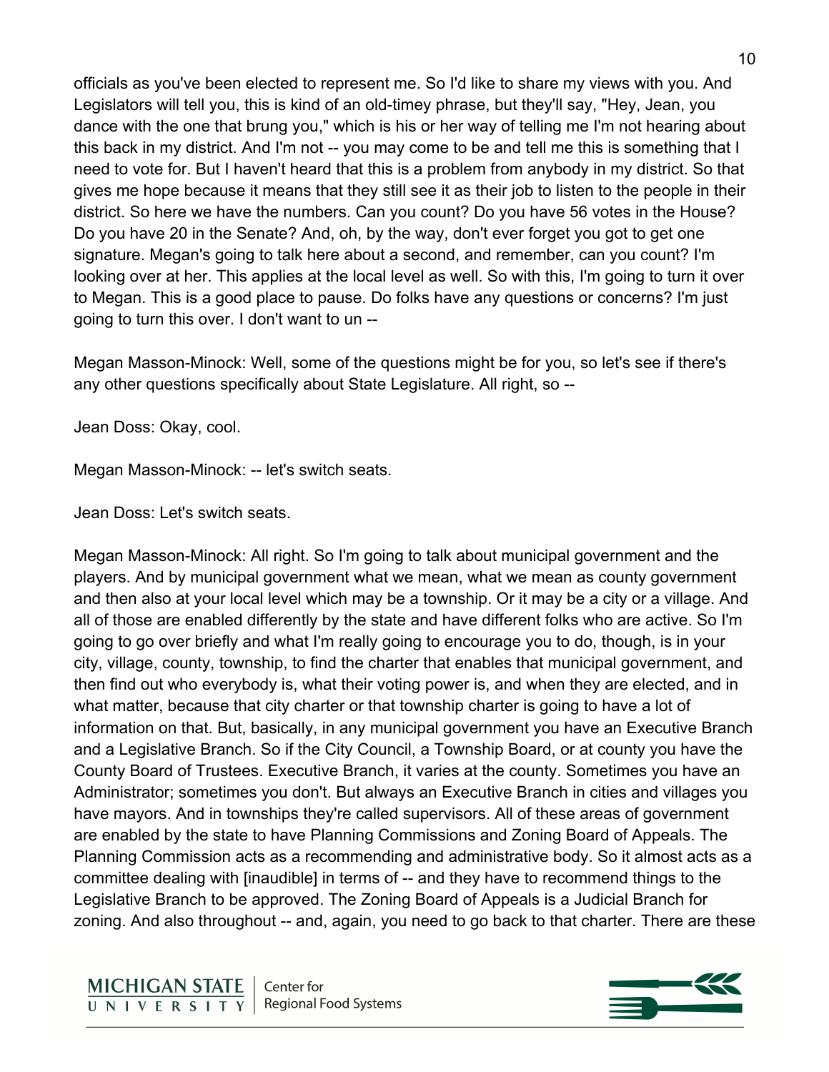officials as you've been elected to represent me. So I'd like to share my views with you. And Legislators will tell you, this is kind of an old-timey phrase, but they'll say, "Hey, Jean, you dance with the one that brung you," which is his or her way of telling me I'm not hearing about this back in my district. And I'm not -- you may come to be and tell me this is something that I need to vote for. But I haven't heard that this is a problem from anybody in my district. So that gives me hope because it means that they still see it as their job to listen to the people in their district. So here we have the numbers. Can you count? Do you have 56 votes in the House? Do you have 20 in the Senate? And, oh, by the way, don't ever forget you got to get one signature. Megan's going to talk here about a second, and remember, can you count? I'm looking over at her. This applies at the local level as well. So with this, I'm going to turn it over to Megan. This is a good place to pause. Do folks have any questions or concerns? I'm just going to turn this over. I don't want to un --

Megan Masson-Minock: Well, some of the questions might be for you, so let's see if there's any other questions specifically about State Legislature. All right, so --

Jean Doss: Okay, cool.

Megan Masson-Minock: -- let's switch seats.

Jean Doss: Let's switch seats.

Megan Masson-Minock: All right. So I'm going to talk about municipal government and the players. And by municipal government what we mean, what we mean as county government and then also at your local level which may be a township. Or it may be a city or a village. And all of those are enabled differently by the state and have different folks who are active. So I'm going to go over briefly and what I'm really going to encourage you to do, though, is in your city, village, county, township, to find the charter that enables that municipal government, and then find out who everybody is, what their voting power is, and when they are elected, and in what matter, because that city charter or that township charter is going to have a lot of information on that. But, basically, in any municipal government you have an Executive Branch and a Legislative Branch. So if the City Council, a Township Board, or at county you have the County Board of Trustees. Executive Branch, it varies at the county. Sometimes you have an Administrator; sometimes you don't. But always an Executive Branch in cities and villages you have mayors. And in townships they're called supervisors. All of these areas of government are enabled by the state to have Planning Commissions and Zoning Board of Appeals. The Planning Commission acts as a recommending and administrative body. So it almost acts as a committee dealing with [inaudible] in terms of -- and they have to recommend things to the Legislative Branch to be approved. The Zoning Board of Appeals is a Judicial Branch for zoning. And also throughout -- and, again, you need to go back to that charter. There are these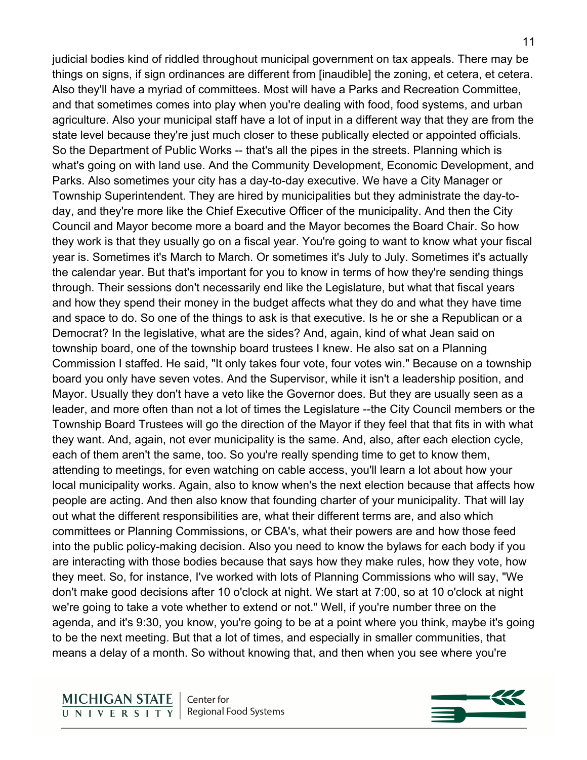judicial bodies kind of riddled throughout municipal government on tax appeals. There may be things on signs, if sign ordinances are different from [inaudible] the zoning, et cetera, et cetera. Also they'll have a myriad of committees. Most will have a Parks and Recreation Committee, and that sometimes comes into play when you're dealing with food, food systems, and urban agriculture. Also your municipal staff have a lot of input in a different way that they are from the state level because they're just much closer to these publically elected or appointed officials. So the Department of Public Works -- that's all the pipes in the streets. Planning which is what's going on with land use. And the Community Development, Economic Development, and Parks. Also sometimes your city has a day-to-day executive. We have a City Manager or Township Superintendent. They are hired by municipalities but they administrate the day-to-day, and they're more like the Chief Executive Officer of the municipality. And then the City Council and Mayor become more a board and the Mayor becomes the Board Chair. So how they work is that they usually go on a fiscal year. You're going to want to know what your fiscal year is. Sometimes it's March to March. Or sometimes it's July to July. Sometimes it's actually the calendar year. But that's important for you to know in terms of how they're sending things through. Their sessions don't necessarily end like the Legislature, but what that fiscal years and how they spend their money in the budget affects what they do and what they have time and space to do. So one of the things to ask is that executive. Is he or she a Republican or a Democrat? In the legislative, what are the sides? And, again, kind of what Jean said on township board, one of the township board trustees I knew. He also sat on a Planning Commission I staffed. He said, "It only takes four vote, four votes win." Because on a township board you only have seven votes. And the Supervisor, while it isn't a leadership position, and Mayor. Usually they don't have a veto like the Governor does. But they are usually seen as a leader, and more often than not a lot of times the Legislature --the City Council members or the Township Board Trustees will go the direction of the Mayor if they feel that that fits in with what they want. And, again, not ever municipality is the same. And, also, after each election cycle, each of them aren't the same, too. So you're really spending time to get to know them, attending to meetings, for even watching on cable access, you'll learn a lot about how your local municipality works. Again, also to know when's the next election because that affects how people are acting. And then also know that founding charter of your municipality. That will lay out what the different responsibilities are, what their different terms are, and also which committees or Planning Commissions, or CBA's, what their powers are and how those feed into the public policy-making decision. Also you need to know the bylaws for each body if you are interacting with those bodies because that says how they make rules, how they vote, how they meet. So, for instance, I've worked with lots of Planning Commissions who will say, "We don't make good decisions after 10 o'clock at night. We start at 7:00, so at 10 o'clock at night we're going to take a vote whether to extend or not." Well, if you're number three on the agenda, and it's 9:30, you know, you're going to be at a point where you think, maybe it's going to be the next meeting. But that a lot of times, and especially in smaller communities, that means a delay of a month. So without knowing that, and then when you see where you're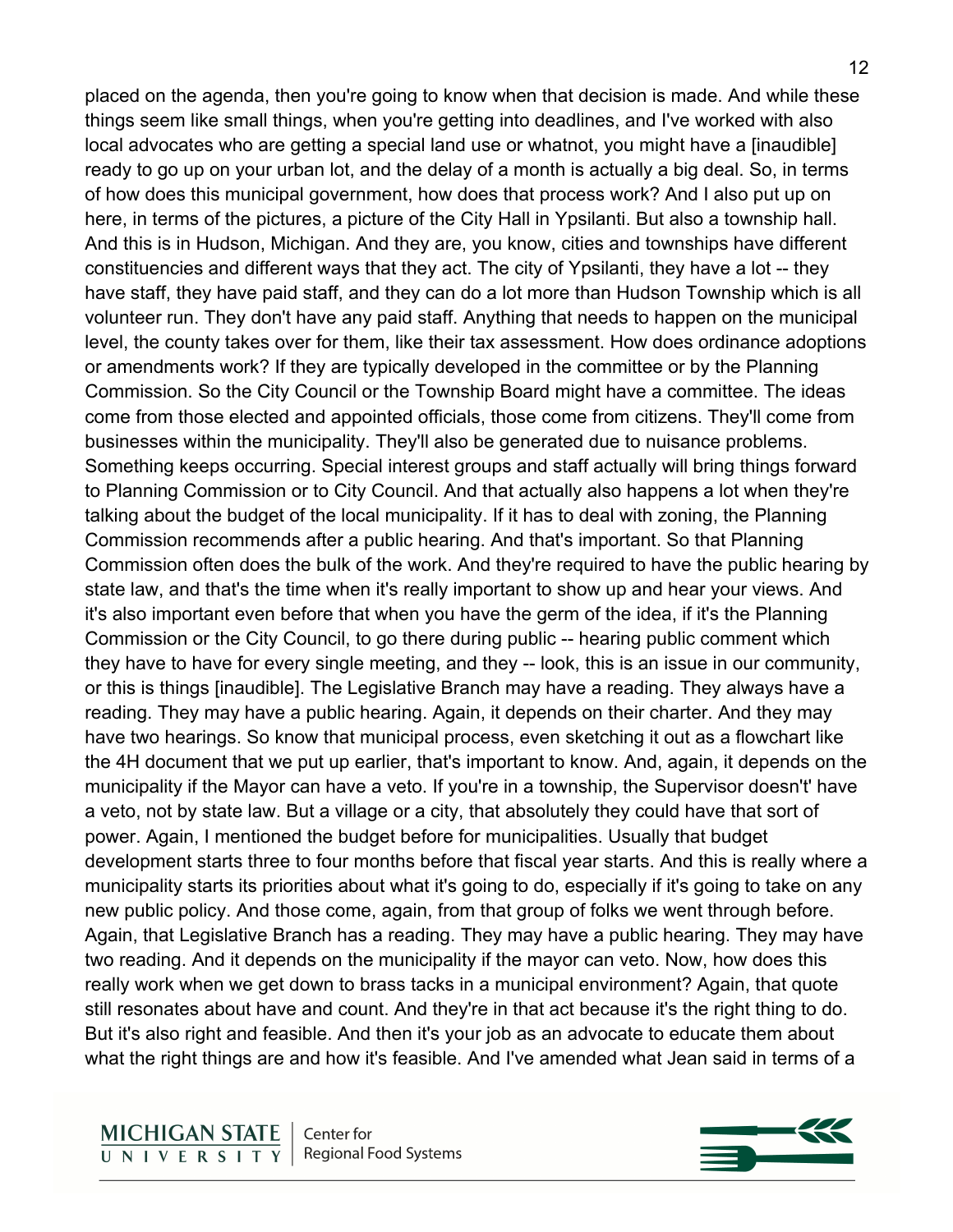placed on the agenda, then you're going to know when that decision is made. And while these things seem like small things, when you're getting into deadlines, and I've worked with also local advocates who are getting a special land use or whatnot, you might have a [inaudible] ready to go up on your urban lot, and the delay of a month is actually a big deal. So, in terms of how does this municipal government, how does that process work? And I also put up on here, in terms of the pictures, a picture of the City Hall in Ypsilanti. But also a township hall. And this is in Hudson, Michigan. And they are, you know, cities and townships have different constituencies and different ways that they act. The city of Ypsilanti, they have a lot -- they have staff, they have paid staff, and they can do a lot more than Hudson Township which is all volunteer run. They don't have any paid staff. Anything that needs to happen on the municipal level, the county takes over for them, like their tax assessment. How does ordinance adoptions or amendments work? If they are typically developed in the committee or by the Planning Commission. So the City Council or the Township Board might have a committee. The ideas come from those elected and appointed officials, those come from citizens. They'll come from businesses within the municipality. They'll also be generated due to nuisance problems. Something keeps occurring. Special interest groups and staff actually will bring things forward to Planning Commission or to City Council. And that actually also happens a lot when they're talking about the budget of the local municipality. If it has to deal with zoning, the Planning Commission recommends after a public hearing. And that's important. So that Planning Commission often does the bulk of the work. And they're required to have the public hearing by state law, and that's the time when it's really important to show up and hear your views. And it's also important even before that when you have the germ of the idea, if it's the Planning Commission or the City Council, to go there during public -- hearing public comment which they have to have for every single meeting, and they -- look, this is an issue in our community, or this is things [inaudible]. The Legislative Branch may have a reading. They always have a reading. They may have a public hearing. Again, it depends on their charter. And they may have two hearings. So know that municipal process, even sketching it out as a flowchart like the 4H document that we put up earlier, that's important to know. And, again, it depends on the municipality if the Mayor can have a veto. If you're in a township, the Supervisor doesn't' have a veto, not by state law. But a village or a city, that absolutely they could have that sort of power. Again, I mentioned the budget before for municipalities. Usually that budget development starts three to four months before that fiscal year starts. And this is really where a municipality starts its priorities about what it's going to do, especially if it's going to take on any new public policy. And those come, again, from that group of folks we went through before. Again, that Legislative Branch has a reading. They may have a public hearing. They may have two reading. And it depends on the municipality if the mayor can veto. Now, how does this really work when we get down to brass tacks in a municipal environment? Again, that quote still resonates about have and count. And they're in that act because it's the right thing to do. But it's also right and feasible. And then it's your job as an advocate to educate them about what the right things are and how it's feasible. And I've amended what Jean said in terms of a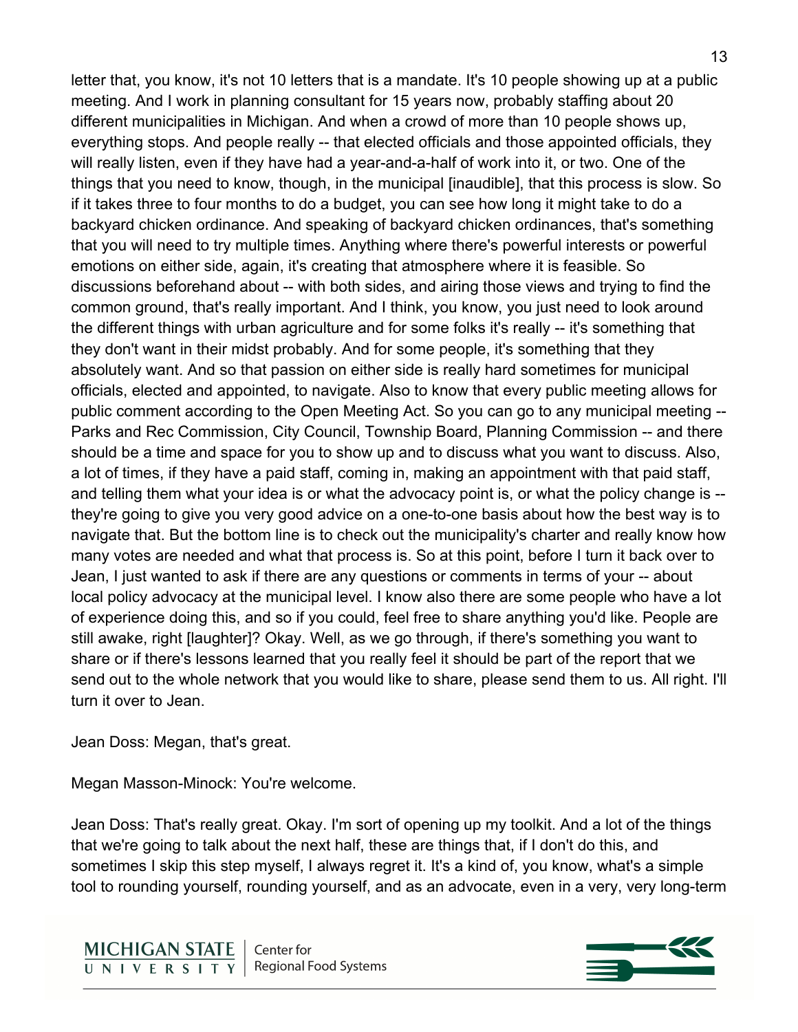letter that, you know, it's not 10 letters that is a mandate. It's 10 people showing up at a public meeting. And I work in planning consultant for 15 years now, probably staffing about 20 different municipalities in Michigan. And when a crowd of more than 10 people shows up, everything stops. And people really -- that elected officials and those appointed officials, they will really listen, even if they have had a year-and-a-half of work into it, or two. One of the things that you need to know, though, in the municipal [inaudible], that this process is slow. So if it takes three to four months to do a budget, you can see how long it might take to do a backyard chicken ordinance. And speaking of backyard chicken ordinances, that's something that you will need to try multiple times. Anything where there's powerful interests or powerful emotions on either side, again, it's creating that atmosphere where it is feasible. So discussions beforehand about -- with both sides, and airing those views and trying to find the common ground, that's really important. And I think, you know, you just need to look around the different things with urban agriculture and for some folks it's really -- it's something that they don't want in their midst probably. And for some people, it's something that they absolutely want. And so that passion on either side is really hard sometimes for municipal officials, elected and appointed, to navigate. Also to know that every public meeting allows for public comment according to the Open Meeting Act. So you can go to any municipal meeting -- Parks and Rec Commission, City Council, Township Board, Planning Commission -- and there should be a time and space for you to show up and to discuss what you want to discuss. Also, a lot of times, if they have a paid staff, coming in, making an appointment with that paid staff, and telling them what your idea is or what the advocacy point is, or what the policy change is -- they're going to give you very good advice on a one-to-one basis about how the best way is to navigate that. But the bottom line is to check out the municipality's charter and really know how many votes are needed and what that process is. So at this point, before I turn it back over to Jean, I just wanted to ask if there are any questions or comments in terms of your -- about local policy advocacy at the municipal level. I know also there are some people who have a lot of experience doing this, and so if you could, feel free to share anything you'd like. People are still awake, right [laughter]? Okay. Well, as we go through, if there's something you want to share or if there's lessons learned that you really feel it should be part of the report that we send out to the whole network that you would like to share, please send them to us. All right. I'll turn it over to Jean.

Jean Doss: Megan, that's great.

Megan Masson-Minock: You're welcome.

Jean Doss: That's really great. Okay. I'm sort of opening up my toolkit. And a lot of the things that we're going to talk about the next half, these are things that, if I don't do this, and sometimes I skip this step myself, I always regret it. It's a kind of, you know, what's a simple tool to rounding yourself, rounding yourself, and as an advocate, even in a very, very long-term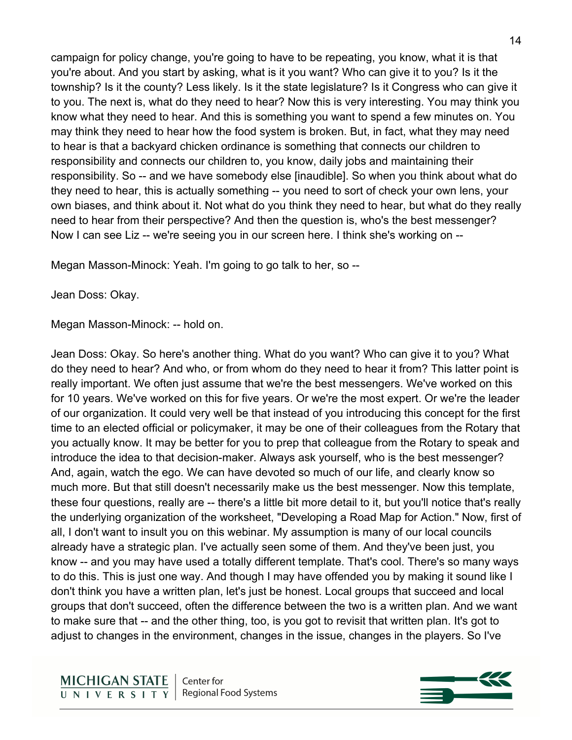campaign for policy change, you're going to have to be repeating, you know, what it is that you're about. And you start by asking, what is it you want? Who can give it to you? Is it the township? Is it the county? Less likely. Is it the state legislature? Is it Congress who can give it to you. The next is, what do they need to hear? Now this is very interesting. You may think you know what they need to hear. And this is something you want to spend a few minutes on. You may think they need to hear how the food system is broken. But, in fact, what they may need to hear is that a backyard chicken ordinance is something that connects our children to responsibility and connects our children to, you know, daily jobs and maintaining their responsibility. So -- and we have somebody else [inaudible]. So when you think about what do they need to hear, this is actually something -- you need to sort of check your own lens, your own biases, and think about it. Not what do you think they need to hear, but what do they really need to hear from their perspective? And then the question is, who's the best messenger? Now I can see Liz -- we're seeing you in our screen here. I think she's working on --

Megan Masson-Minock: Yeah. I'm going to go talk to her, so --

Jean Doss: Okay.

Megan Masson-Minock: -- hold on.

Jean Doss: Okay. So here's another thing. What do you want? Who can give it to you? What do they need to hear? And who, or from whom do they need to hear it from? This latter point is really important. We often just assume that we're the best messengers. We've worked on this for 10 years. We've worked on this for five years. Or we're the most expert. Or we're the leader of our organization. It could very well be that instead of you introducing this concept for the first time to an elected official or policymaker, it may be one of their colleagues from the Rotary that you actually know. It may be better for you to prep that colleague from the Rotary to speak and introduce the idea to that decision-maker. Always ask yourself, who is the best messenger? And, again, watch the ego. We can have devoted so much of our life, and clearly know so much more. But that still doesn't necessarily make us the best messenger. Now this template, these four questions, really are -- there's a little bit more detail to it, but you'll notice that's really the underlying organization of the worksheet, "Developing a Road Map for Action." Now, first of all, I don't want to insult you on this webinar. My assumption is many of our local councils already have a strategic plan. I've actually seen some of them. And they've been just, you know -- and you may have used a totally different template. That's cool. There's so many ways to do this. This is just one way. And though I may have offended you by making it sound like I don't think you have a written plan, let's just be honest. Local groups that succeed and local groups that don't succeed, often the difference between the two is a written plan. And we want to make sure that -- and the other thing, too, is you got to revisit that written plan. It's got to adjust to changes in the environment, changes in the issue, changes in the players. So I've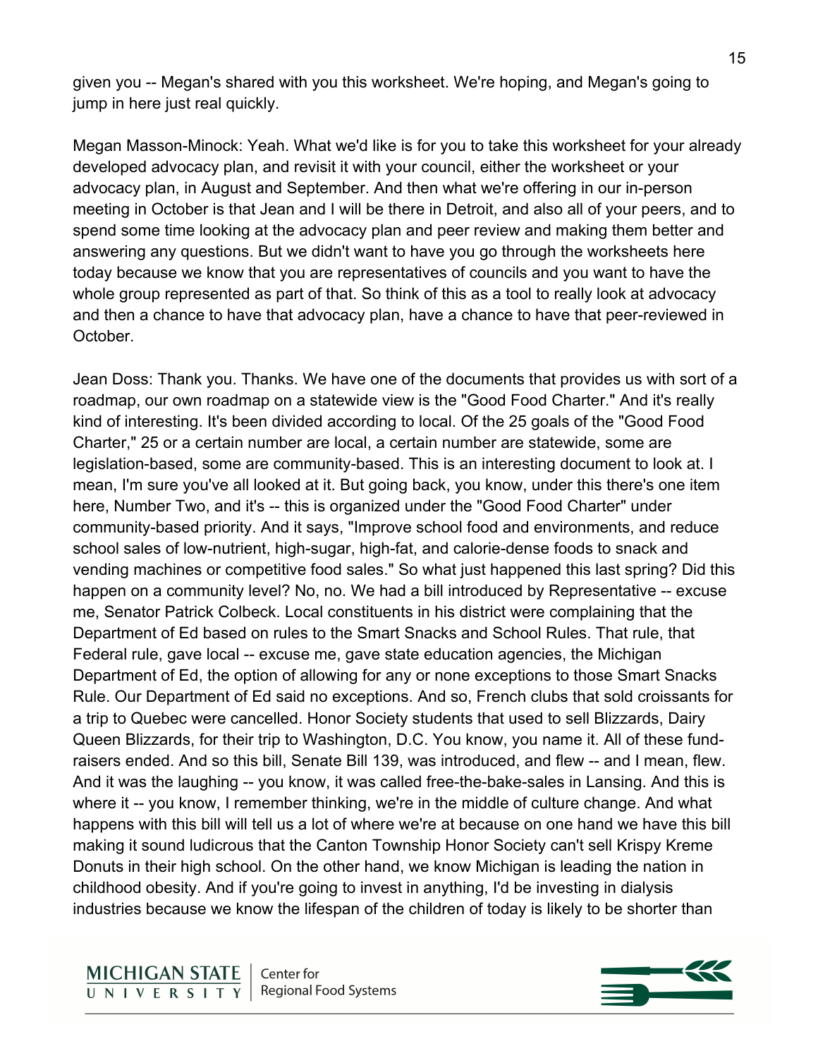given you -- Megan's shared with you this worksheet. We're hoping, and Megan's going to jump in here just real quickly.

Megan Masson-Minock: Yeah. What we'd like is for you to take this worksheet for your already developed advocacy plan, and revisit it with your council, either the worksheet or your advocacy plan, in August and September. And then what we're offering in our in-person meeting in October is that Jean and I will be there in Detroit, and also all of your peers, and to spend some time looking at the advocacy plan and peer review and making them better and answering any questions. But we didn't want to have you go through the worksheets here today because we know that you are representatives of councils and you want to have the whole group represented as part of that. So think of this as a tool to really look at advocacy and then a chance to have that advocacy plan, have a chance to have that peer-reviewed in October.

Jean Doss: Thank you. Thanks. We have one of the documents that provides us with sort of a roadmap, our own roadmap on a statewide view is the "Good Food Charter." And it's really kind of interesting. It's been divided according to local. Of the 25 goals of the "Good Food Charter," 25 or a certain number are local, a certain number are statewide, some are legislation-based, some are community-based. This is an interesting document to look at. I mean, I'm sure you've all looked at it. But going back, you know, under this there's one item here, Number Two, and it's -- this is organized under the "Good Food Charter" under community-based priority. And it says, "Improve school food and environments, and reduce school sales of low-nutrient, high-sugar, high-fat, and calorie-dense foods to snack and vending machines or competitive food sales." So what just happened this last spring? Did this happen on a community level? No, no. We had a bill introduced by Representative -- excuse me, Senator Patrick Colbeck. Local constituents in his district were complaining that the Department of Ed based on rules to the Smart Snacks and School Rules. That rule, that Federal rule, gave local -- excuse me, gave state education agencies, the Michigan Department of Ed, the option of allowing for any or none exceptions to those Smart Snacks Rule. Our Department of Ed said no exceptions. And so, French clubs that sold croissants for a trip to Quebec were cancelled. Honor Society students that used to sell Blizzards, Dairy Queen Blizzards, for their trip to Washington, D.C. You know, you name it. All of these fund-raisers ended. And so this bill, Senate Bill 139, was introduced, and flew -- and I mean, flew. And it was the laughing -- you know, it was called free-the-bake-sales in Lansing. And this is where it -- you know, I remember thinking, we're in the middle of culture change. And what happens with this bill will tell us a lot of where we're at because on one hand we have this bill making it sound ludicrous that the Canton Township Honor Society can't sell Krispy Kreme Donuts in their high school. On the other hand, we know Michigan is leading the nation in childhood obesity. And if you're going to invest in anything, I'd be investing in dialysis industries because we know the lifespan of the children of today is likely to be shorter than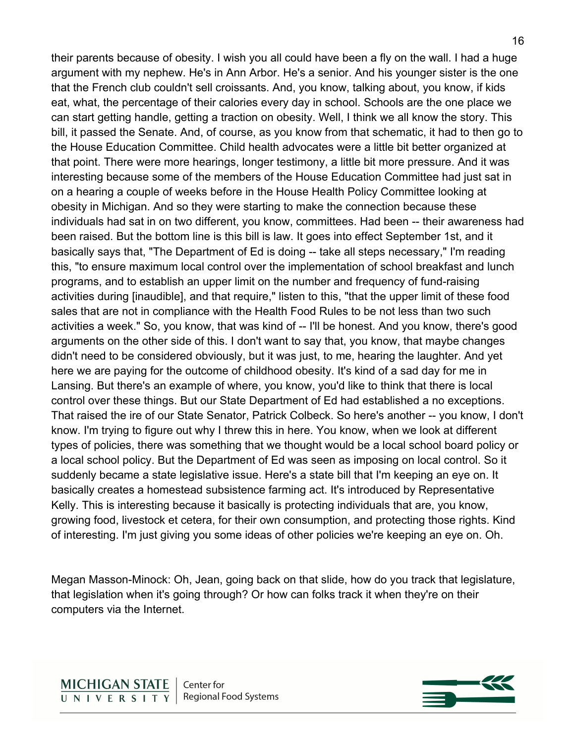their parents because of obesity. I wish you all could have been a fly on the wall. I had a huge argument with my nephew. He's in Ann Arbor. He's a senior. And his younger sister is the one that the French club couldn't sell croissants. And, you know, talking about, you know, if kids eat, what, the percentage of their calories every day in school. Schools are the one place we can start getting handle, getting a traction on obesity. Well, I think we all know the story. This bill, it passed the Senate. And, of course, as you know from that schematic, it had to then go to the House Education Committee. Child health advocates were a little bit better organized at that point. There were more hearings, longer testimony, a little bit more pressure. And it was interesting because some of the members of the House Education Committee had just sat in on a hearing a couple of weeks before in the House Health Policy Committee looking at obesity in Michigan. And so they were starting to make the connection because these individuals had sat in on two different, you know, committees. Had been -- their awareness had been raised. But the bottom line is this bill is law. It goes into effect September 1st, and it basically says that, "The Department of Ed is doing -- take all steps necessary," I'm reading this, "to ensure maximum local control over the implementation of school breakfast and lunch programs, and to establish an upper limit on the number and frequency of fund-raising activities during [inaudible], and that require," listen to this, "that the upper limit of these food sales that are not in compliance with the Health Food Rules to be not less than two such activities a week." So, you know, that was kind of -- I'll be honest. And you know, there's good arguments on the other side of this. I don't want to say that, you know, that maybe changes didn't need to be considered obviously, but it was just, to me, hearing the laughter. And yet here we are paying for the outcome of childhood obesity. It's kind of a sad day for me in Lansing. But there's an example of where, you know, you'd like to think that there is local control over these things. But our State Department of Ed had established a no exceptions. That raised the ire of our State Senator, Patrick Colbeck. So here's another -- you know, I don't know. I'm trying to figure out why I threw this in here. You know, when we look at different types of policies, there was something that we thought would be a local school board policy or a local school policy. But the Department of Ed was seen as imposing on local control. So it suddenly became a state legislative issue. Here's a state bill that I'm keeping an eye on. It basically creates a homestead subsistence farming act. It's introduced by Representative Kelly. This is interesting because it basically is protecting individuals that are, you know, growing food, livestock et cetera, for their own consumption, and protecting those rights. Kind of interesting. I'm just giving you some ideas of other policies we're keeping an eye on. Oh.

Megan Masson-Minock: Oh, Jean, going back on that slide, how do you track that legislature, that legislation when it's going through? Or how can folks track it when they're on their computers via the Internet.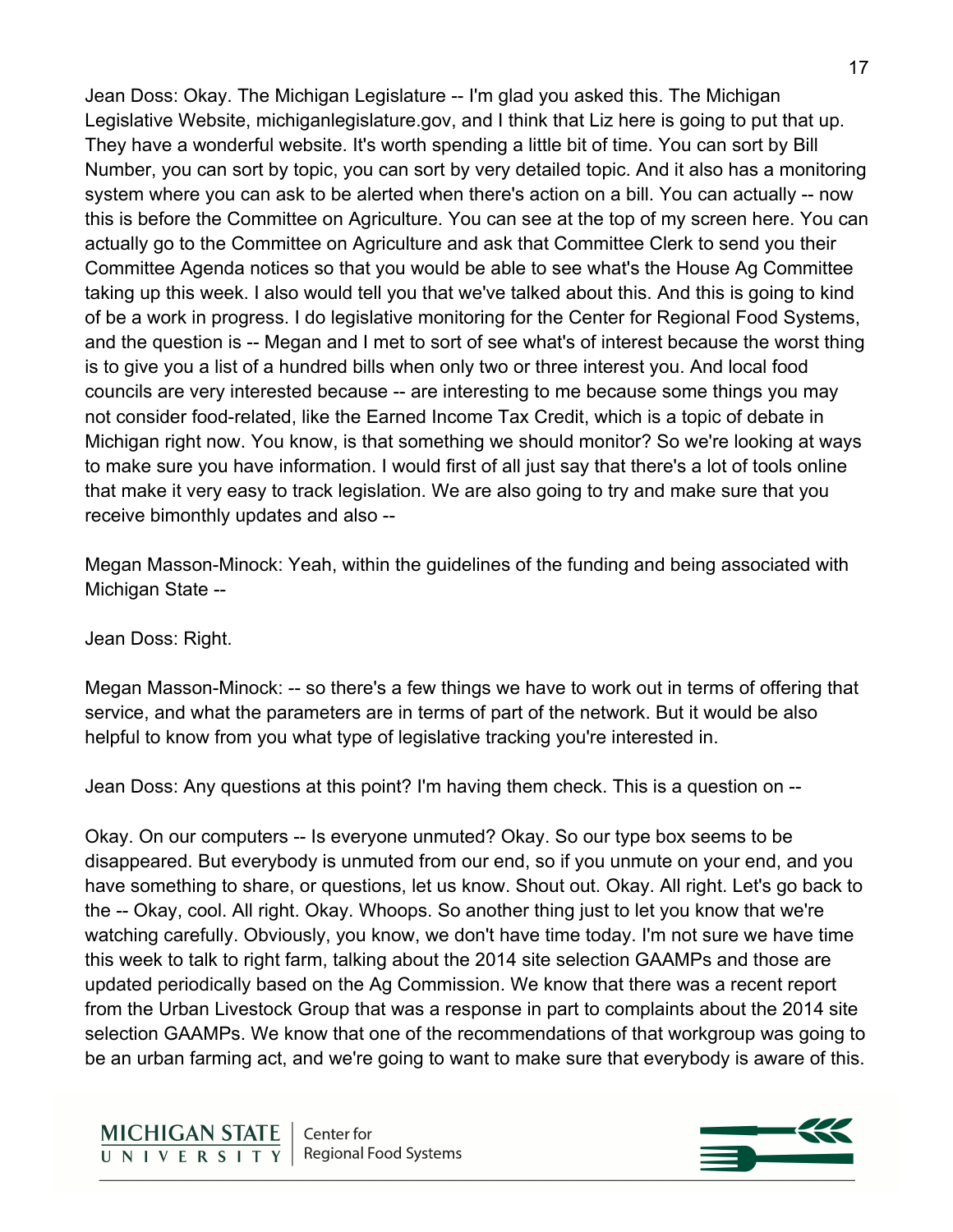Jean Doss: Okay. The Michigan Legislature -- I'm glad you asked this. The Michigan Legislative Website, michiganlegislature.gov, and I think that Liz here is going to put that up. They have a wonderful website. It's worth spending a little bit of time. You can sort by Bill Number, you can sort by topic, you can sort by very detailed topic. And it also has a monitoring system where you can ask to be alerted when there's action on a bill. You can actually -- now this is before the Committee on Agriculture. You can see at the top of my screen here. You can actually go to the Committee on Agriculture and ask that Committee Clerk to send you their Committee Agenda notices so that you would be able to see what's the House Ag Committee taking up this week. I also would tell you that we've talked about this. And this is going to kind of be a work in progress. I do legislative monitoring for the Center for Regional Food Systems, and the question is -- Megan and I met to sort of see what's of interest because the worst thing is to give you a list of a hundred bills when only two or three interest you. And local food councils are very interested because -- are interesting to me because some things you may not consider food-related, like the Earned Income Tax Credit, which is a topic of debate in Michigan right now. You know, is that something we should monitor? So we're looking at ways to make sure you have information. I would first of all just say that there's a lot of tools online that make it very easy to track legislation. We are also going to try and make sure that you receive bimonthly updates and also --

Megan Masson-Minock: Yeah, within the guidelines of the funding and being associated with Michigan State --

Jean Doss: Right.

Megan Masson-Minock: -- so there's a few things we have to work out in terms of offering that service, and what the parameters are in terms of part of the network. But it would be also helpful to know from you what type of legislative tracking you're interested in.

Jean Doss: Any questions at this point? I'm having them check. This is a question on --

Okay. On our computers -- Is everyone unmuted? Okay. So our type box seems to be disappeared. But everybody is unmuted from our end, so if you unmute on your end, and you have something to share, or questions, let us know. Shout out. Okay. All right. Let's go back to the -- Okay, cool. All right. Okay. Whoops. So another thing just to let you know that we're watching carefully. Obviously, you know, we don't have time today. I'm not sure we have time this week to talk to right farm, talking about the 2014 site selection GAAMPs and those are updated periodically based on the Ag Commission. We know that there was a recent report from the Urban Livestock Group that was a response in part to complaints about the 2014 site selection GAAMPs. We know that one of the recommendations of that workgroup was going to be an urban farming act, and we're going to want to make sure that everybody is aware of this.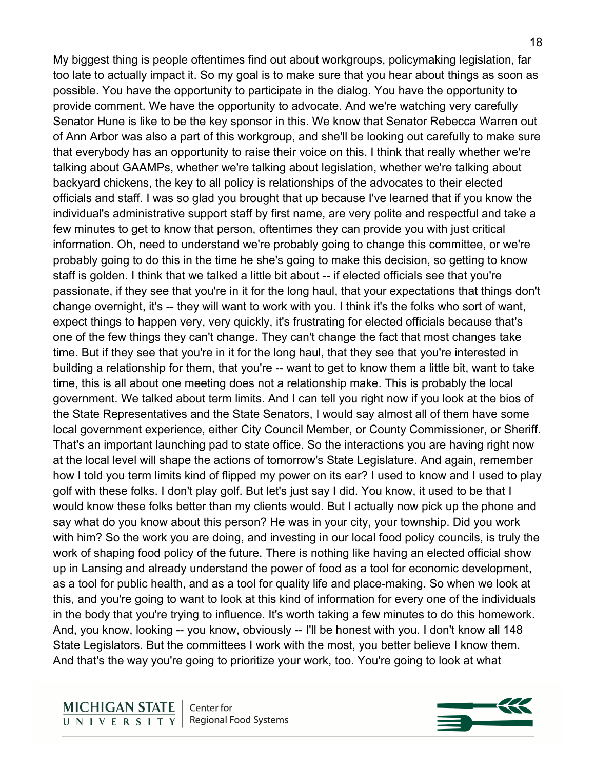My biggest thing is people oftentimes find out about workgroups, policymaking legislation, far too late to actually impact it. So my goal is to make sure that you hear about things as soon as possible. You have the opportunity to participate in the dialog. You have the opportunity to provide comment. We have the opportunity to advocate. And we're watching very carefully Senator Hune is like to be the key sponsor in this. We know that Senator Rebecca Warren out of Ann Arbor was also a part of this workgroup, and she'll be looking out carefully to make sure that everybody has an opportunity to raise their voice on this. I think that really whether we're talking about GAAMPs, whether we're talking about legislation, whether we're talking about backyard chickens, the key to all policy is relationships of the advocates to their elected officials and staff. I was so glad you brought that up because I've learned that if you know the individual's administrative support staff by first name, are very polite and respectful and take a few minutes to get to know that person, oftentimes they can provide you with just critical information. Oh, need to understand we're probably going to change this committee, or we're probably going to do this in the time he she's going to make this decision, so getting to know staff is golden. I think that we talked a little bit about -- if elected officials see that you're passionate, if they see that you're in it for the long haul, that your expectations that things don't change overnight, it's -- they will want to work with you. I think it's the folks who sort of want, expect things to happen very, very quickly, it's frustrating for elected officials because that's one of the few things they can't change. They can't change the fact that most changes take time. But if they see that you're in it for the long haul, that they see that you're interested in building a relationship for them, that you're -- want to get to know them a little bit, want to take time, this is all about one meeting does not a relationship make. This is probably the local government. We talked about term limits. And I can tell you right now if you look at the bios of the State Representatives and the State Senators, I would say almost all of them have some local government experience, either City Council Member, or County Commissioner, or Sheriff. That's an important launching pad to state office. So the interactions you are having right now at the local level will shape the actions of tomorrow's State Legislature. And again, remember how I told you term limits kind of flipped my power on its ear? I used to know and I used to play golf with these folks. I don't play golf. But let's just say I did. You know, it used to be that I would know these folks better than my clients would. But I actually now pick up the phone and say what do you know about this person? He was in your city, your township. Did you work with him? So the work you are doing, and investing in our local food policy councils, is truly the work of shaping food policy of the future. There is nothing like having an elected official show up in Lansing and already understand the power of food as a tool for economic development, as a tool for public health, and as a tool for quality life and place-making. So when we look at this, and you're going to want to look at this kind of information for every one of the individuals in the body that you're trying to influence. It's worth taking a few minutes to do this homework. And, you know, looking -- you know, obviously -- I'll be honest with you. I don't know all 148 State Legislators. But the committees I work with the most, you better believe I know them. And that's the way you're going to prioritize your work, too. You're going to look at what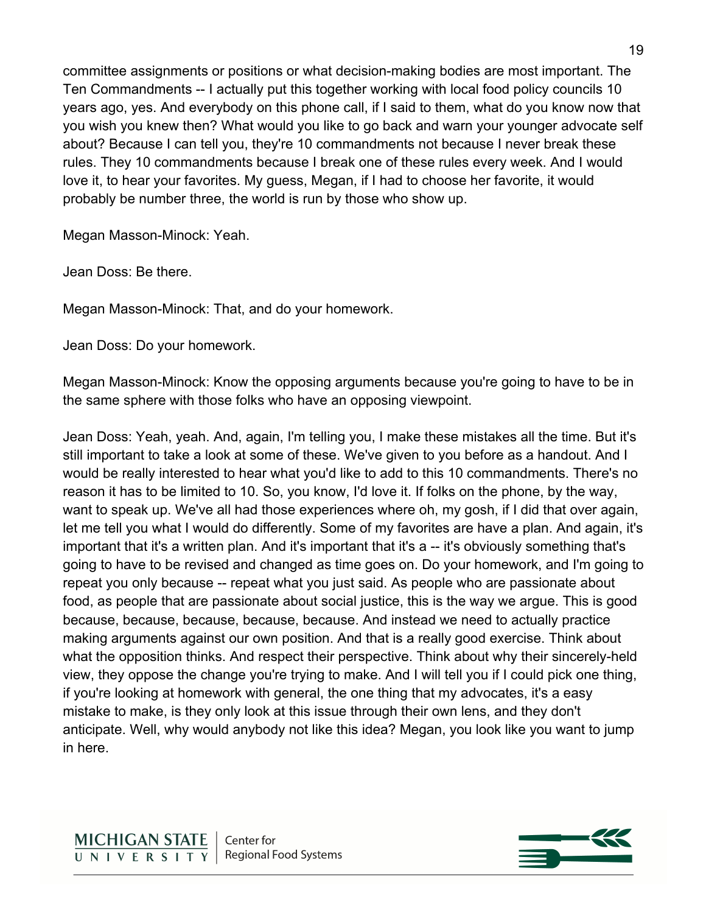committee assignments or positions or what decision-making bodies are most important. The Ten Commandments -- I actually put this together working with local food policy councils 10 years ago, yes. And everybody on this phone call, if I said to them, what do you know now that you wish you knew then? What would you like to go back and warn your younger advocate self about? Because I can tell you, they're 10 commandments not because I never break these rules. They 10 commandments because I break one of these rules every week. And I would love it, to hear your favorites. My guess, Megan, if I had to choose her favorite, it would probably be number three, the world is run by those who show up.

Megan Masson-Minock: Yeah.

Jean Doss: Be there.

Megan Masson-Minock: That, and do your homework.

Jean Doss: Do your homework.

Megan Masson-Minock: Know the opposing arguments because you're going to have to be in the same sphere with those folks who have an opposing viewpoint.

Jean Doss: Yeah, yeah. And, again, I'm telling you, I make these mistakes all the time. But it's still important to take a look at some of these. We've given to you before as a handout. And I would be really interested to hear what you'd like to add to this 10 commandments. There's no reason it has to be limited to 10. So, you know, I'd love it. If folks on the phone, by the way, want to speak up. We've all had those experiences where oh, my gosh, if I did that over again, let me tell you what I would do differently. Some of my favorites are have a plan. And again, it's important that it's a written plan. And it's important that it's a -- it's obviously something that's going to have to be revised and changed as time goes on. Do your homework, and I'm going to repeat you only because -- repeat what you just said. As people who are passionate about food, as people that are passionate about social justice, this is the way we argue. This is good because, because, because, because, because. And instead we need to actually practice making arguments against our own position. And that is a really good exercise. Think about what the opposition thinks. And respect their perspective. Think about why their sincerely-held view, they oppose the change you're trying to make. And I will tell you if I could pick one thing, if you're looking at homework with general, the one thing that my advocates, it's a easy mistake to make, is they only look at this issue through their own lens, and they don't anticipate. Well, why would anybody not like this idea? Megan, you look like you want to jump in here.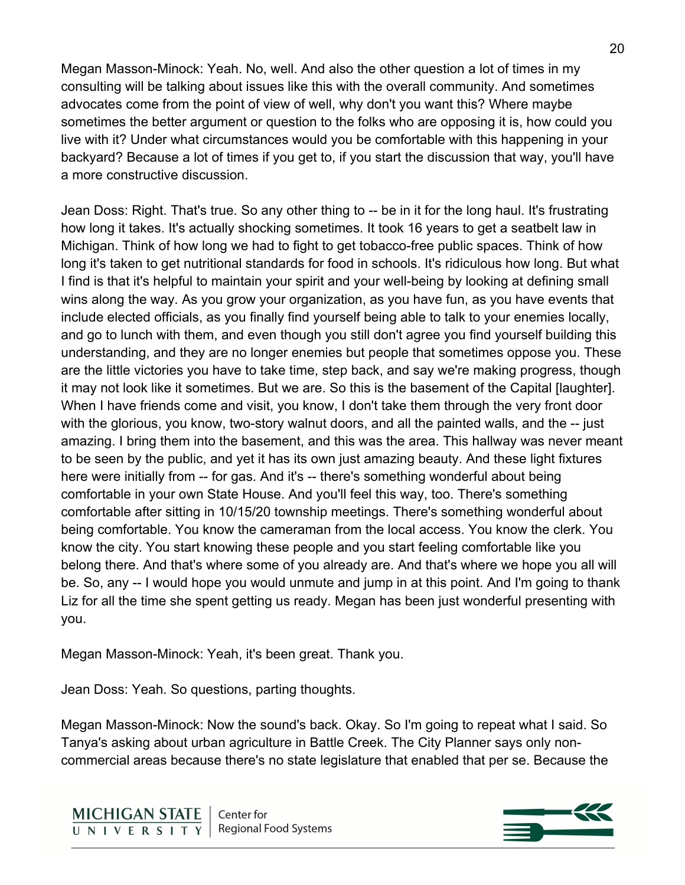Megan Masson-Minock: Yeah. No, well. And also the other question a lot of times in my consulting will be talking about issues like this with the overall community. And sometimes advocates come from the point of view of well, why don't you want this? Where maybe sometimes the better argument or question to the folks who are opposing it is, how could you live with it? Under what circumstances would you be comfortable with this happening in your backyard? Because a lot of times if you get to, if you start the discussion that way, you'll have a more constructive discussion.

Jean Doss: Right. That's true. So any other thing to -- be in it for the long haul. It's frustrating how long it takes. It's actually shocking sometimes. It took 16 years to get a seatbelt law in Michigan. Think of how long we had to fight to get tobacco-free public spaces. Think of how long it's taken to get nutritional standards for food in schools. It's ridiculous how long. But what I find is that it's helpful to maintain your spirit and your well-being by looking at defining small wins along the way. As you grow your organization, as you have fun, as you have events that include elected officials, as you finally find yourself being able to talk to your enemies locally, and go to lunch with them, and even though you still don't agree you find yourself building this understanding, and they are no longer enemies but people that sometimes oppose you. These are the little victories you have to take time, step back, and say we're making progress, though it may not look like it sometimes. But we are. So this is the basement of the Capital [laughter]. When I have friends come and visit, you know, I don't take them through the very front door with the glorious, you know, two-story walnut doors, and all the painted walls, and the -- just amazing. I bring them into the basement, and this was the area. This hallway was never meant to be seen by the public, and yet it has its own just amazing beauty. And these light fixtures here were initially from -- for gas. And it's -- there's something wonderful about being comfortable in your own State House. And you'll feel this way, too. There's something comfortable after sitting in 10/15/20 township meetings. There's something wonderful about being comfortable. You know the cameraman from the local access. You know the clerk. You know the city. You start knowing these people and you start feeling comfortable like you belong there. And that's where some of you already are. And that's where we hope you all will be. So, any -- I would hope you would unmute and jump in at this point. And I'm going to thank Liz for all the time she spent getting us ready. Megan has been just wonderful presenting with you.

Megan Masson-Minock: Yeah, it's been great. Thank you.

Jean Doss: Yeah. So questions, parting thoughts.

Megan Masson-Minock: Now the sound's back. Okay. So I'm going to repeat what I said. So Tanya's asking about urban agriculture in Battle Creek. The City Planner says only non-commercial areas because there's no state legislature that enabled that per se. Because the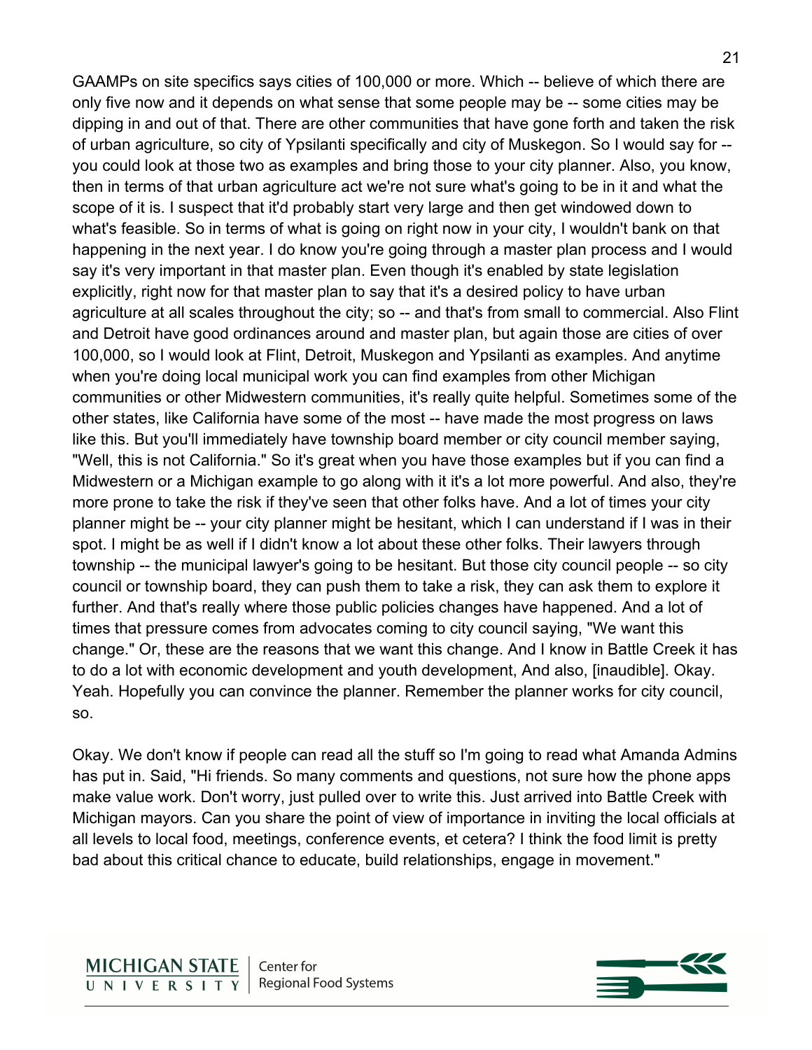GAAMPs on site specifics says cities of 100,000 or more. Which -- believe of which there are only five now and it depends on what sense that some people may be -- some cities may be dipping in and out of that. There are other communities that have gone forth and taken the risk of urban agriculture, so city of Ypsilanti specifically and city of Muskegon. So I would say for -- you could look at those two as examples and bring those to your city planner. Also, you know, then in terms of that urban agriculture act we're not sure what's going to be in it and what the scope of it is. I suspect that it'd probably start very large and then get windowed down to what's feasible. So in terms of what is going on right now in your city, I wouldn't bank on that happening in the next year. I do know you're going through a master plan process and I would say it's very important in that master plan. Even though it's enabled by state legislation explicitly, right now for that master plan to say that it's a desired policy to have urban agriculture at all scales throughout the city; so -- and that's from small to commercial. Also Flint and Detroit have good ordinances around and master plan, but again those are cities of over 100,000, so I would look at Flint, Detroit, Muskegon and Ypsilanti as examples. And anytime when you're doing local municipal work you can find examples from other Michigan communities or other Midwestern communities, it's really quite helpful. Sometimes some of the other states, like California have some of the most -- have made the most progress on laws like this. But you'll immediately have township board member or city council member saying, "Well, this is not California." So it's great when you have those examples but if you can find a Midwestern or a Michigan example to go along with it it's a lot more powerful. And also, they're more prone to take the risk if they've seen that other folks have. And a lot of times your city planner might be -- your city planner might be hesitant, which I can understand if I was in their spot. I might be as well if I didn't know a lot about these other folks. Their lawyers through township -- the municipal lawyer's going to be hesitant. But those city council people -- so city council or township board, they can push them to take a risk, they can ask them to explore it further. And that's really where those public policies changes have happened. And a lot of times that pressure comes from advocates coming to city council saying, "We want this change." Or, these are the reasons that we want this change. And I know in Battle Creek it has to do a lot with economic development and youth development, And also, [inaudible]. Okay. Yeah. Hopefully you can convince the planner. Remember the planner works for city council, so.

Okay. We don't know if people can read all the stuff so I'm going to read what Amanda Admins has put in. Said, "Hi friends. So many comments and questions, not sure how the phone apps make value work. Don't worry, just pulled over to write this. Just arrived into Battle Creek with Michigan mayors. Can you share the point of view of importance in inviting the local officials at all levels to local food, meetings, conference events, et cetera? I think the food limit is pretty bad about this critical chance to educate, build relationships, engage in movement."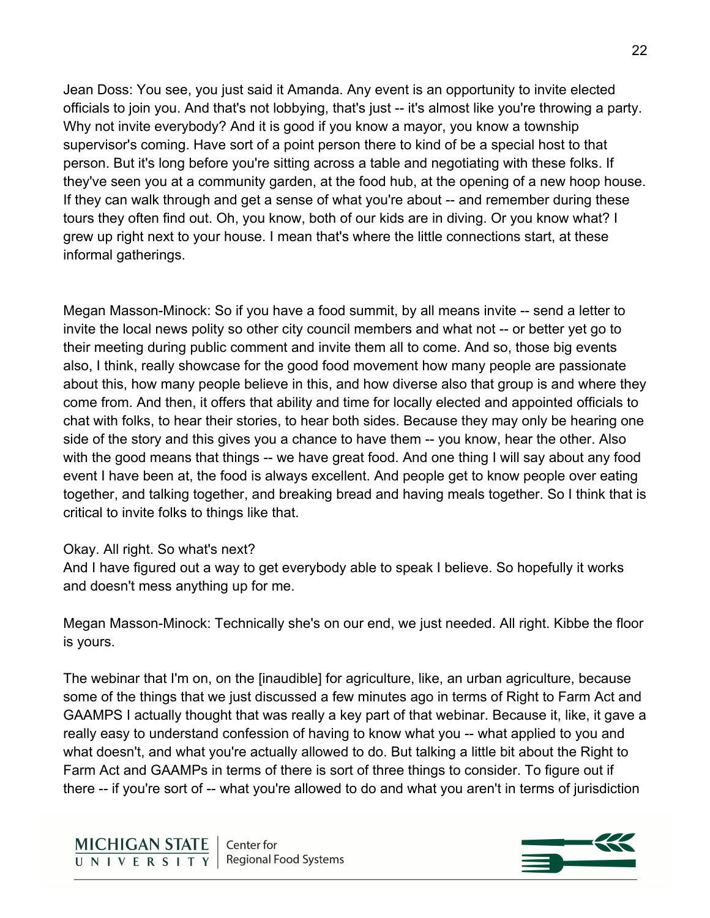Jean Doss: You see, you just said it Amanda. Any event is an opportunity to invite elected officials to join you. And that's not lobbying, that's just -- it's almost like you're throwing a party. Why not invite everybody? And it is good if you know a mayor, you know a township supervisor's coming. Have sort of a point person there to kind of be a special host to that person. But it's long before you're sitting across a table and negotiating with these folks. If they've seen you at a community garden, at the food hub, at the opening of a new hoop house. If they can walk through and get a sense of what you're about -- and remember during these tours they often find out. Oh, you know, both of our kids are in diving. Or you know what? I grew up right next to your house. I mean that's where the little connections start, at these informal gatherings.

Megan Masson-Minock: So if you have a food summit, by all means invite -- send a letter to invite the local news polity so other city council members and what not -- or better yet go to their meeting during public comment and invite them all to come. And so, those big events also, I think, really showcase for the good food movement how many people are passionate about this, how many people believe in this, and how diverse also that group is and where they come from. And then, it offers that ability and time for locally elected and appointed officials to chat with folks, to hear their stories, to hear both sides. Because they may only be hearing one side of the story and this gives you a chance to have them -- you know, hear the other. Also with the good means that things -- we have great food. And one thing I will say about any food event I have been at, the food is always excellent. And people get to know people over eating together, and talking together, and breaking bread and having meals together. So I think that is critical to invite folks to things like that.

Okay. All right. So what's next?
And I have figured out a way to get everybody able to speak I believe. So hopefully it works and doesn't mess anything up for me.

Megan Masson-Minock: Technically she's on our end, we just needed. All right. Kibbe the floor is yours.

The webinar that I'm on, on the [inaudible] for agriculture, like, an urban agriculture, because some of the things that we just discussed a few minutes ago in terms of Right to Farm Act and GAAMPS I actually thought that was really a key part of that webinar. Because it, like, it gave a really easy to understand confession of having to know what you -- what applied to you and what doesn't, and what you're actually allowed to do. But talking a little bit about the Right to Farm Act and GAAMPs in terms of there is sort of three things to consider. To figure out if there -- if you're sort of -- what you're allowed to do and what you aren't in terms of jurisdiction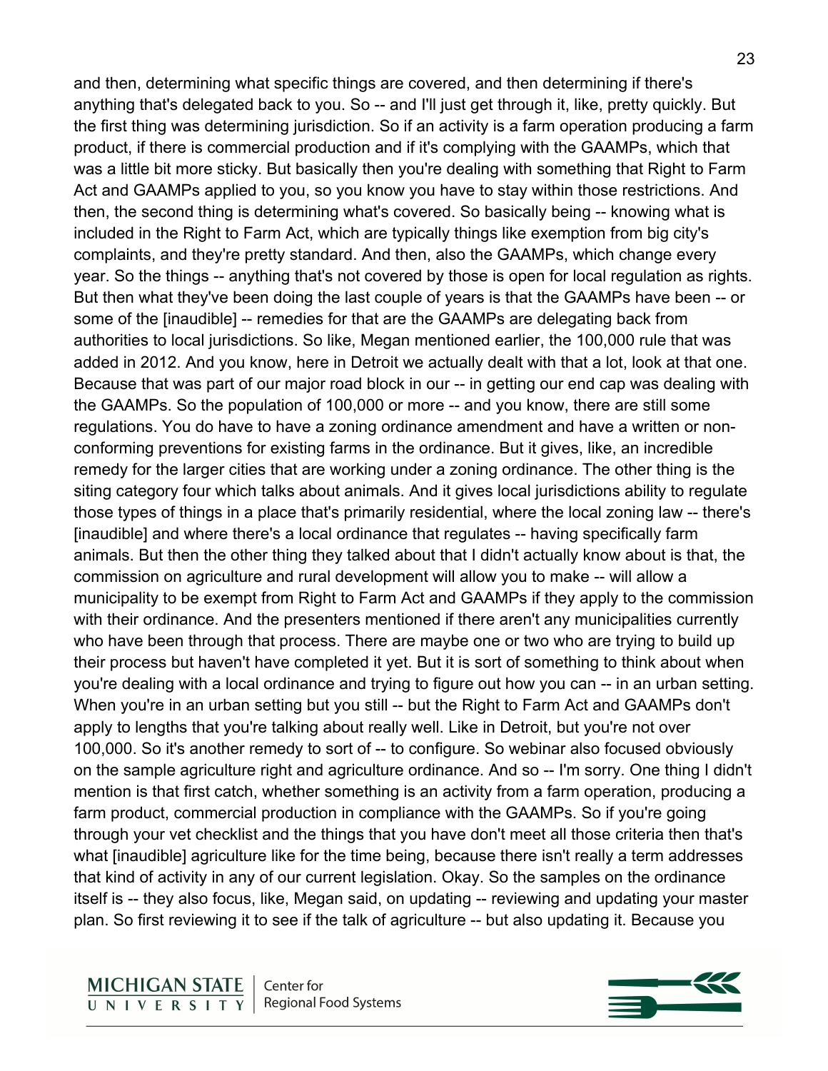and then, determining what specific things are covered, and then determining if there's anything that's delegated back to you. So -- and I'll just get through it, like, pretty quickly. But the first thing was determining jurisdiction. So if an activity is a farm operation producing a farm product, if there is commercial production and if it's complying with the GAAMPs, which that was a little bit more sticky. But basically then you're dealing with something that Right to Farm Act and GAAMPs applied to you, so you know you have to stay within those restrictions. And then, the second thing is determining what's covered. So basically being -- knowing what is included in the Right to Farm Act, which are typically things like exemption from big city's complaints, and they're pretty standard. And then, also the GAAMPs, which change every year. So the things -- anything that's not covered by those is open for local regulation as rights. But then what they've been doing the last couple of years is that the GAAMPs have been -- or some of the [inaudible] -- remedies for that are the GAAMPs are delegating back from authorities to local jurisdictions. So like, Megan mentioned earlier, the 100,000 rule that was added in 2012. And you know, here in Detroit we actually dealt with that a lot, look at that one. Because that was part of our major road block in our -- in getting our end cap was dealing with the GAAMPs. So the population of 100,000 or more -- and you know, there are still some regulations. You do have to have a zoning ordinance amendment and have a written or non-conforming preventions for existing farms in the ordinance. But it gives, like, an incredible remedy for the larger cities that are working under a zoning ordinance. The other thing is the siting category four which talks about animals. And it gives local jurisdictions ability to regulate those types of things in a place that's primarily residential, where the local zoning law -- there's [inaudible] and where there's a local ordinance that regulates -- having specifically farm animals. But then the other thing they talked about that I didn't actually know about is that, the commission on agriculture and rural development will allow you to make -- will allow a municipality to be exempt from Right to Farm Act and GAAMPs if they apply to the commission with their ordinance. And the presenters mentioned if there aren't any municipalities currently who have been through that process. There are maybe one or two who are trying to build up their process but haven't have completed it yet. But it is sort of something to think about when you're dealing with a local ordinance and trying to figure out how you can -- in an urban setting. When you're in an urban setting but you still -- but the Right to Farm Act and GAAMPs don't apply to lengths that you're talking about really well. Like in Detroit, but you're not over 100,000. So it's another remedy to sort of -- to configure. So webinar also focused obviously on the sample agriculture right and agriculture ordinance. And so -- I'm sorry. One thing I didn't mention is that first catch, whether something is an activity from a farm operation, producing a farm product, commercial production in compliance with the GAAMPs. So if you're going through your vet checklist and the things that you have don't meet all those criteria then that's what [inaudible] agriculture like for the time being, because there isn't really a term addresses that kind of activity in any of our current legislation. Okay. So the samples on the ordinance itself is -- they also focus, like, Megan said, on updating -- reviewing and updating your master plan. So first reviewing it to see if the talk of agriculture -- but also updating it. Because you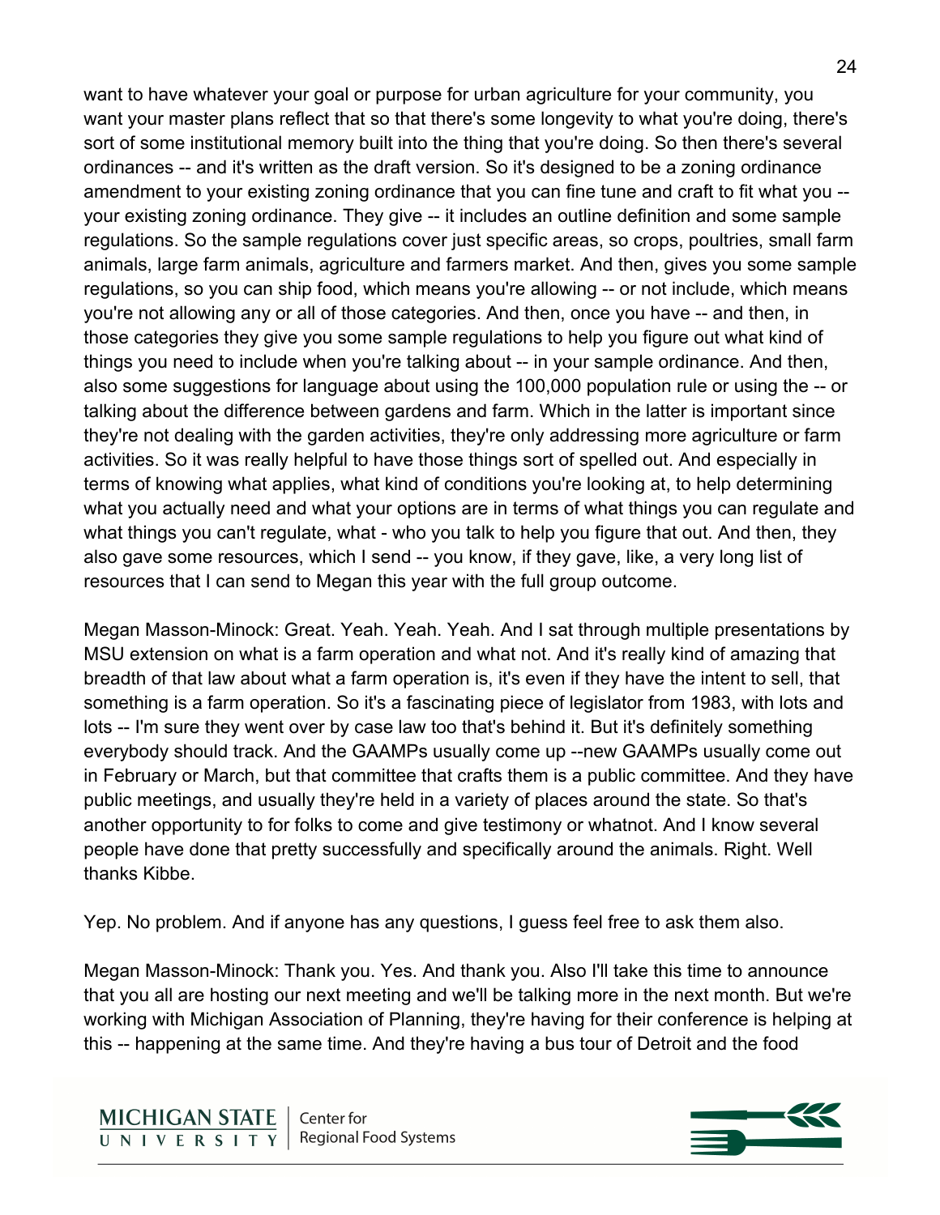want to have whatever your goal or purpose for urban agriculture for your community, you want your master plans reflect that so that there's some longevity to what you're doing, there's sort of some institutional memory built into the thing that you're doing. So then there's several ordinances -- and it's written as the draft version. So it's designed to be a zoning ordinance amendment to your existing zoning ordinance that you can fine tune and craft to fit what you -- your existing zoning ordinance. They give -- it includes an outline definition and some sample regulations. So the sample regulations cover just specific areas, so crops, poultries, small farm animals, large farm animals, agriculture and farmers market. And then, gives you some sample regulations, so you can ship food, which means you're allowing -- or not include, which means you're not allowing any or all of those categories. And then, once you have -- and then, in those categories they give you some sample regulations to help you figure out what kind of things you need to include when you're talking about -- in your sample ordinance. And then, also some suggestions for language about using the 100,000 population rule or using the -- or talking about the difference between gardens and farm. Which in the latter is important since they're not dealing with the garden activities, they're only addressing more agriculture or farm activities. So it was really helpful to have those things sort of spelled out. And especially in terms of knowing what applies, what kind of conditions you're looking at, to help determining what you actually need and what your options are in terms of what things you can regulate and what things you can't regulate, what - who you talk to help you figure that out. And then, they also gave some resources, which I send -- you know, if they gave, like, a very long list of resources that I can send to Megan this year with the full group outcome.

Megan Masson-Minock: Great. Yeah. Yeah. Yeah. And I sat through multiple presentations by MSU extension on what is a farm operation and what not. And it's really kind of amazing that breadth of that law about what a farm operation is, it's even if they have the intent to sell, that something is a farm operation. So it's a fascinating piece of legislator from 1983, with lots and lots -- I'm sure they went over by case law too that's behind it. But it's definitely something everybody should track. And the GAAMPs usually come up --new GAAMPs usually come out in February or March, but that committee that crafts them is a public committee. And they have public meetings, and usually they're held in a variety of places around the state. So that's another opportunity to for folks to come and give testimony or whatnot. And I know several people have done that pretty successfully and specifically around the animals. Right. Well thanks Kibbe.

Yep. No problem. And if anyone has any questions, I guess feel free to ask them also.

Megan Masson-Minock: Thank you. Yes. And thank you. Also I'll take this time to announce that you all are hosting our next meeting and we'll be talking more in the next month. But we're working with Michigan Association of Planning, they're having for their conference is helping at this -- happening at the same time. And they're having a bus tour of Detroit and the food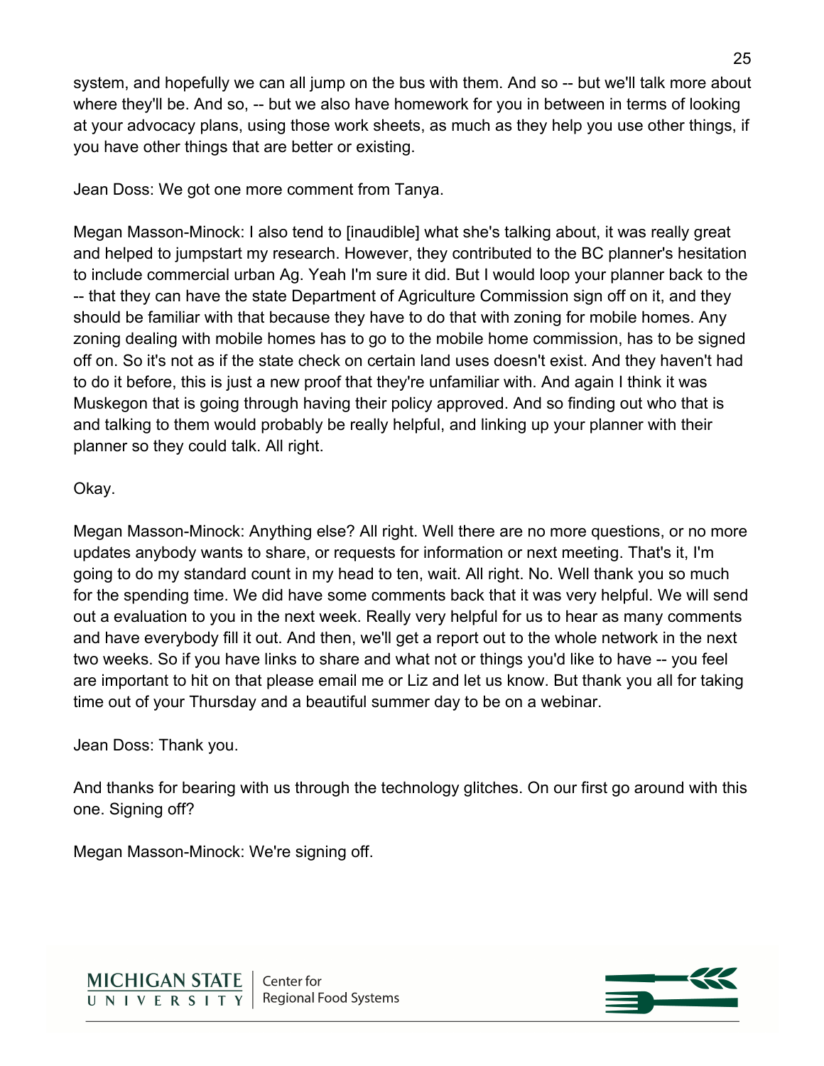system, and hopefully we can all jump on the bus with them. And so -- but we'll talk more about where they'll be. And so, -- but we also have homework for you in between in terms of looking at your advocacy plans, using those work sheets, as much as they help you use other things, if you have other things that are better or existing.

Jean Doss: We got one more comment from Tanya.

Megan Masson-Minock: I also tend to [inaudible] what she's talking about, it was really great and helped to jumpstart my research. However, they contributed to the BC planner's hesitation to include commercial urban Ag. Yeah I'm sure it did. But I would loop your planner back to the -- that they can have the state Department of Agriculture Commission sign off on it, and they should be familiar with that because they have to do that with zoning for mobile homes. Any zoning dealing with mobile homes has to go to the mobile home commission, has to be signed off on. So it's not as if the state check on certain land uses doesn't exist. And they haven't had to do it before, this is just a new proof that they're unfamiliar with. And again I think it was Muskegon that is going through having their policy approved. And so finding out who that is and talking to them would probably be really helpful, and linking up your planner with their planner so they could talk. All right.

Okay.

Megan Masson-Minock: Anything else? All right. Well there are no more questions, or no more updates anybody wants to share, or requests for information or next meeting. That's it, I'm going to do my standard count in my head to ten, wait. All right. No. Well thank you so much for the spending time. We did have some comments back that it was very helpful. We will send out a evaluation to you in the next week. Really very helpful for us to hear as many comments and have everybody fill it out. And then, we'll get a report out to the whole network in the next two weeks. So if you have links to share and what not or things you'd like to have -- you feel are important to hit on that please email me or Liz and let us know. But thank you all for taking time out of your Thursday and a beautiful summer day to be on a webinar.

Jean Doss: Thank you.

And thanks for bearing with us through the technology glitches. On our first go around with this one. Signing off?

Megan Masson-Minock: We're signing off.